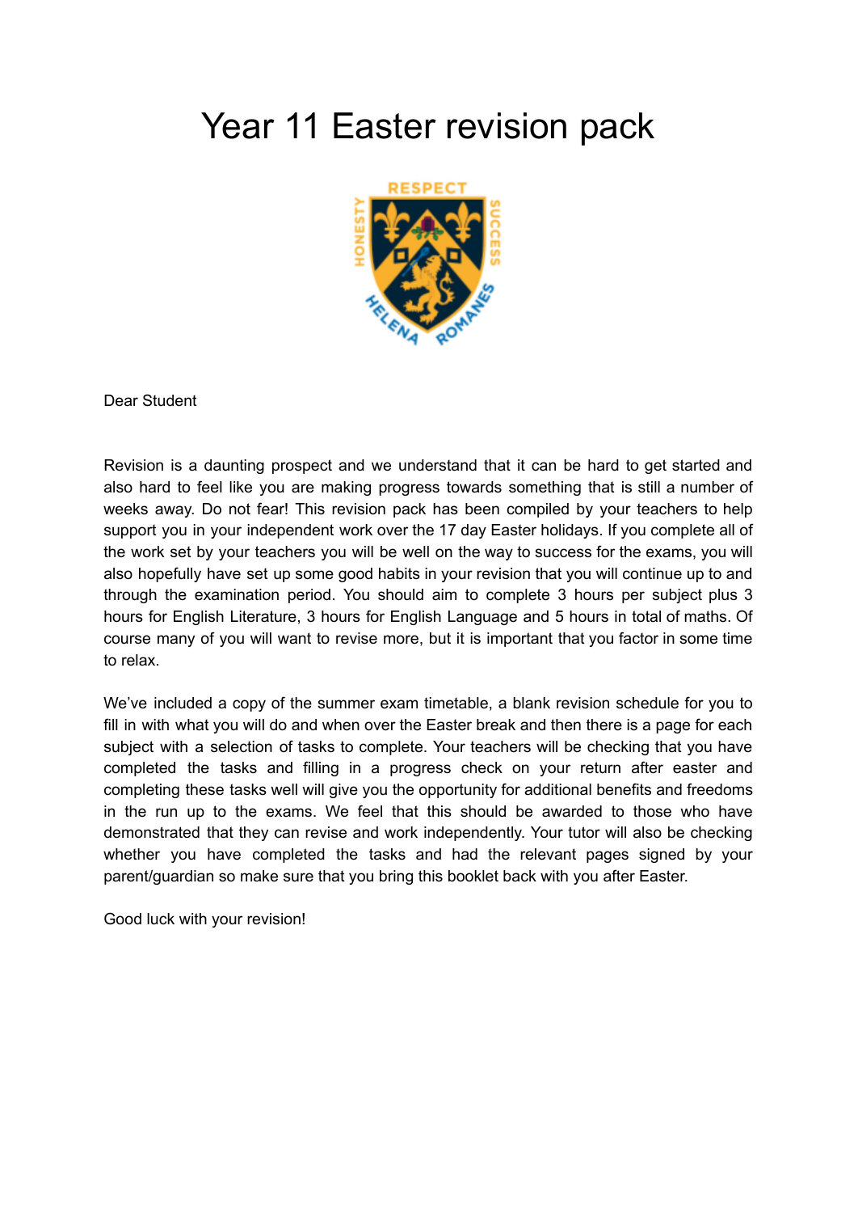# Year 11 Easter revision pack

Dear Student

Revision is a daunting prospect and we understand that it can be hard to get started and also hard to feel like you are making progress towards something that is still a number of weeks away. Do not fear! This revision pack has been compiled by your teachers to help support you in your independent work over the 17 day Easter holidays. If you complete all of the work set by your teachers you will be well on the way to success for the exams, you will also hopefully have set up some good habits in your revision that you will continue up to and through the examination period. You should aim to complete 3 hours per subject plus 3 hours for English Literature, 3 hours for English Language and 5 hours in total of maths. Of course many of you will want to revise more, but it is important that you factor in some time to relax.

We've included a copy of the summer exam timetable, a blank revision schedule for you to fill in with what you will do and when over the Easter break and then there is a page for each subject with a selection of tasks to complete. Your teachers will be checking that you have completed the tasks and filling in a progress check on your return after easter and completing these tasks well will give you the opportunity for additional benefits and freedoms in the run up to the exams. We feel that this should be awarded to those who have demonstrated that they can revise and work independently. Your tutor will also be checking whether you have completed the tasks and had the relevant pages signed by your parent/guardian so make sure that you bring this booklet back with you after Easter.

Good luck with your revision!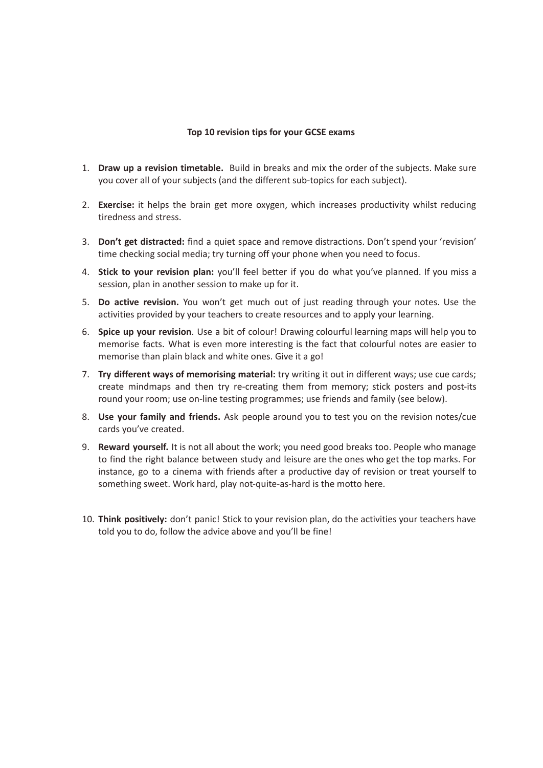**Top 10 revision tips for your GCSE exams**

1. **Draw up a revision timetable.** Build in breaks and mix the order of the subjects. Make sure you cover all of your subjects (and the different sub-topics for each subject).

2. **Exercise:** it helps the brain get more oxygen, which increases productivity whilst reducing tiredness and stress.

3. **Don't get distracted:** find a quiet space and remove distractions. Don't spend your 'revision' time checking social media; try turning off your phone when you need to focus.

4. **Stick to your revision plan:** you'll feel better if you do what you've planned. If you miss a session, plan in another session to make up for it.

5. **Do active revision.** You won't get much out of just reading through your notes. Use the activities provided by your teachers to create resources and to apply your learning.

6. **Spice up your revision**. Use a bit of colour! Drawing colourful learning maps will help you to memorise facts. What is even more interesting is the fact that colourful notes are easier to memorise than plain black and white ones. Give it a go!

7. **Try different ways of memorising material:** try writing it out in different ways; use cue cards; create mindmaps and then try re-creating them from memory; stick posters and post-its round your room; use on-line testing programmes; use friends and family (see below).

8. **Use your family and friends.** Ask people around you to test you on the revision notes/cue cards you've created.

9. **Reward yourself.** It is not all about the work; you need good breaks too. People who manage to find the right balance between study and leisure are the ones who get the top marks. For instance, go to a cinema with friends after a productive day of revision or treat yourself to something sweet. Work hard, play not-quite-as-hard is the motto here.

10. **Think positively:** don't panic! Stick to your revision plan, do the activities your teachers have told you to do, follow the advice above and you'll be fine!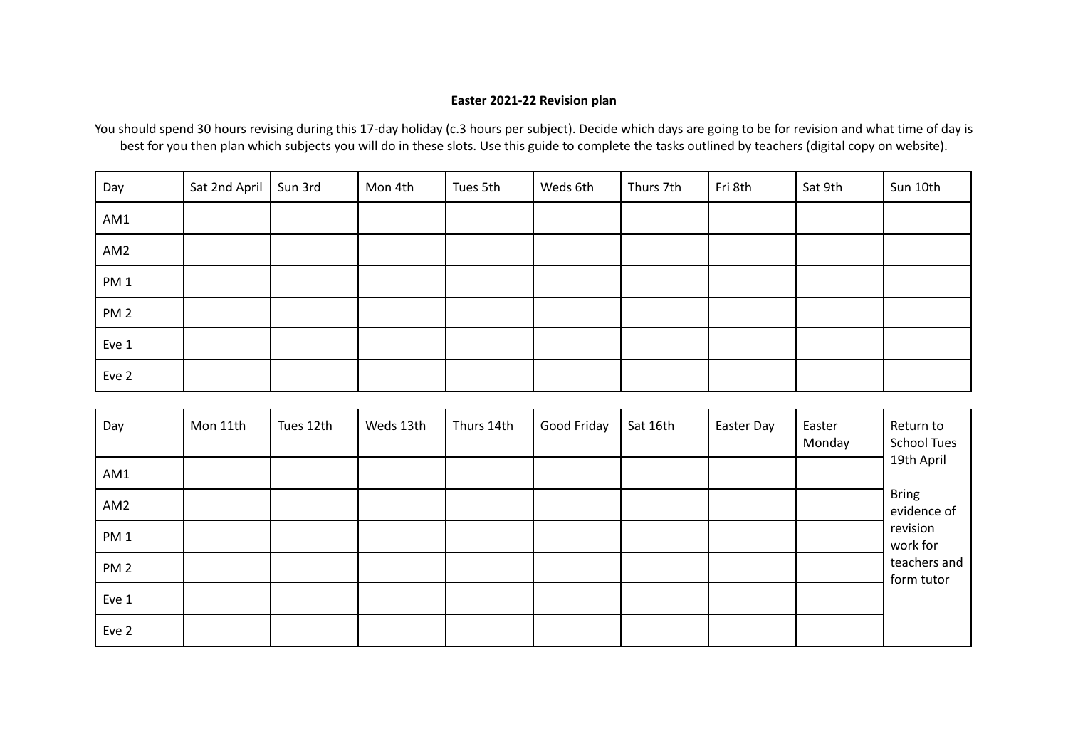**Easter 2021-22 Revision plan**

You should spend 30 hours revising during this 17-day holiday (c.3 hours per subject). Decide which days are going to be for revision and what time of day is best for you then plan which subjects you will do in these slots. Use this guide to complete the tasks outlined by teachers (digital copy on website).

| Day | Sat 2nd April | Sun 3rd | Mon 4th | Tues 5th | Weds 6th | Thurs 7th | Fri 8th | Sat 9th | Sun 10th |
|---|---|---|---|---|---|---|---|---|---|
| AM1 | | | | | | | | | |
| AM2 | | | | | | | | | |
| PM 1 | | | | | | | | | |
| PM 2 | | | | | | | | | |
| Eve 1 | | | | | | | | | |
| Eve 2 | | | | | | | | | |

| Day | Mon 11th | Tues 12th | Weds 13th | Thurs 14th | Good Friday | Sat 16th | Easter Day | Easter Monday | Return to School Tues 19th April<br><br>Bring evidence of revision work for teachers and form tutor |
|---|---|---|---|---|---|---|---|---|---|
| AM1 | | | | | | | | | |
| AM2 | | | | | | | | | |
| PM 1 | | | | | | | | | |
| PM 2 | | | | | | | | | |
| Eve 1 | | | | | | | | | |
| Eve 2 | | | | | | | | | |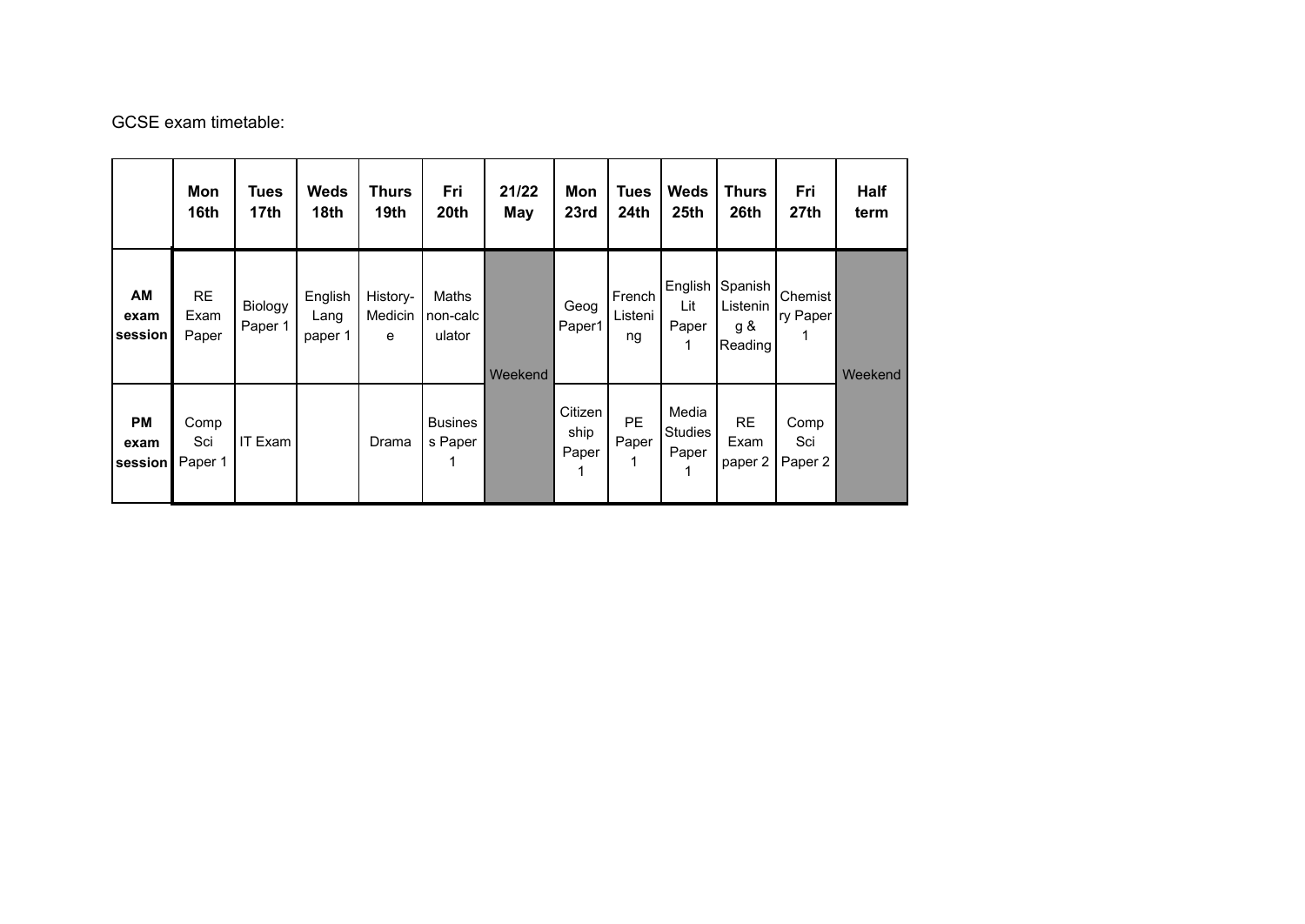GCSE exam timetable:

| | Mon 16th | Tues 17th | Weds 18th | Thurs 19th | Fri 20th | 21/22 May | Mon 23rd | Tues 24th | Weds 25th | Thurs 26th | Fri 27th | Half term |
|---|---|---|---|---|---|---|---|---|---|---|---|---|
| **AM exam session** | RE Exam Paper | Biology Paper 1 | English Lang paper 1 | History-Medicine | Maths non-calculator | Weekend | Geog Paper1 | French Listening | English Lit Paper 1 | Spanish Listening & Reading | Chemistry Paper 1 | Weekend |
| **PM exam session** | Comp Sci Paper 1 | IT Exam | | Drama | Business Paper 1 | | Citizenship Paper 1 | PE Paper 1 | Media Studies Paper 1 | RE Exam paper 2 | Comp Sci Paper 2 | |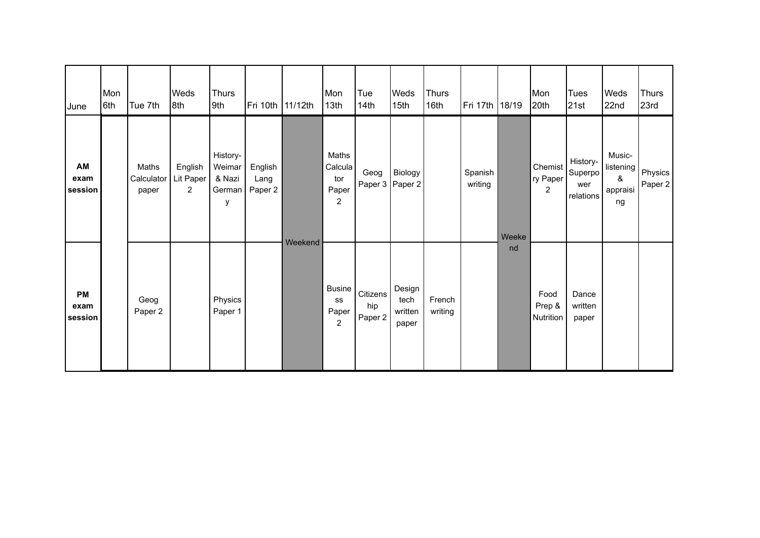| June | Mon 6th | Tue 7th | Weds 8th | Thurs 9th | Fri 10th | 11/12th | Mon 13th | Tue 14th | Weds 15th | Thurs 16th | Fri 17th | 18/19 | Mon 20th | Tues 21st | Weds 22nd | Thurs 23rd |
|---|---|---|---|---|---|---|---|---|---|---|---|---|---|---|---|---|
| **AM exam session** | | Maths Calculator paper | English Lit Paper 2 | History- Weimar & Nazi Germany | English Lang Paper 2 | Weekend | Maths Calculator Paper 2 | Geog Paper 3 | Biology Paper 2 | | Spanish writing | Weekend | Chemistry Paper 2 | History- Superpower relations | Music- listening & appraising | Physics Paper 2 |
| **PM exam session** | | Geog Paper 2 | | Physics Paper 1 | | | Business Paper 2 | Citizenship Paper 2 | Design tech written paper | French writing | | | Food Prep & Nutrition | Dance written paper | | |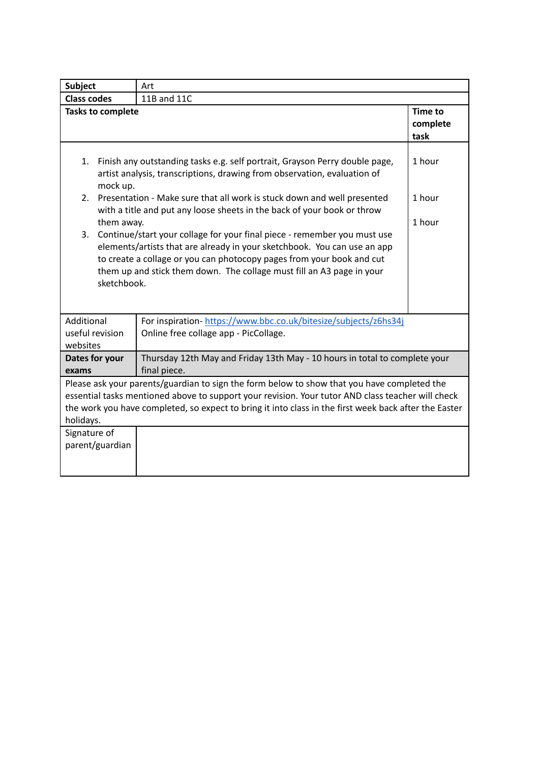| **Subject** | Art | |
|---|---|---|
| **Class codes** | 11B and 11C | |
| **Tasks to complete** | | **Time to complete task** |
| 1. Finish any outstanding tasks e.g. self portrait, Grayson Perry double page, artist analysis, transcriptions, drawing from observation, evaluation of mock up.<br>2. Presentation - Make sure that all work is stuck down and well presented with a title and put any loose sheets in the back of your book or throw them away.<br>3. Continue/start your collage for your final piece - remember you must use elements/artists that are already in your sketchbook. You can use an app to create a collage or you can photocopy pages from your book and cut them up and stick them down. The collage must fill an A3 page in your sketchbook. | | 1 hour<br><br>1 hour<br><br>1 hour |
| Additional useful revision websites | For inspiration- [https://www.bbc.co.uk/bitesize/subjects/z6hs34j](https://www.bbc.co.uk/bitesize/subjects/z6hs34j)<br>Online free collage app - PicCollage. | |
| **Dates for your exams** | Thursday 12th May and Friday 13th May - 10 hours in total to complete your final piece. | |
| Please ask your parents/guardian to sign the form below to show that you have completed the essential tasks mentioned above to support your revision. Your tutor AND class teacher will check the work you have completed, so expect to bring it into class in the first week back after the Easter holidays. | | |
| Signature of parent/guardian | | |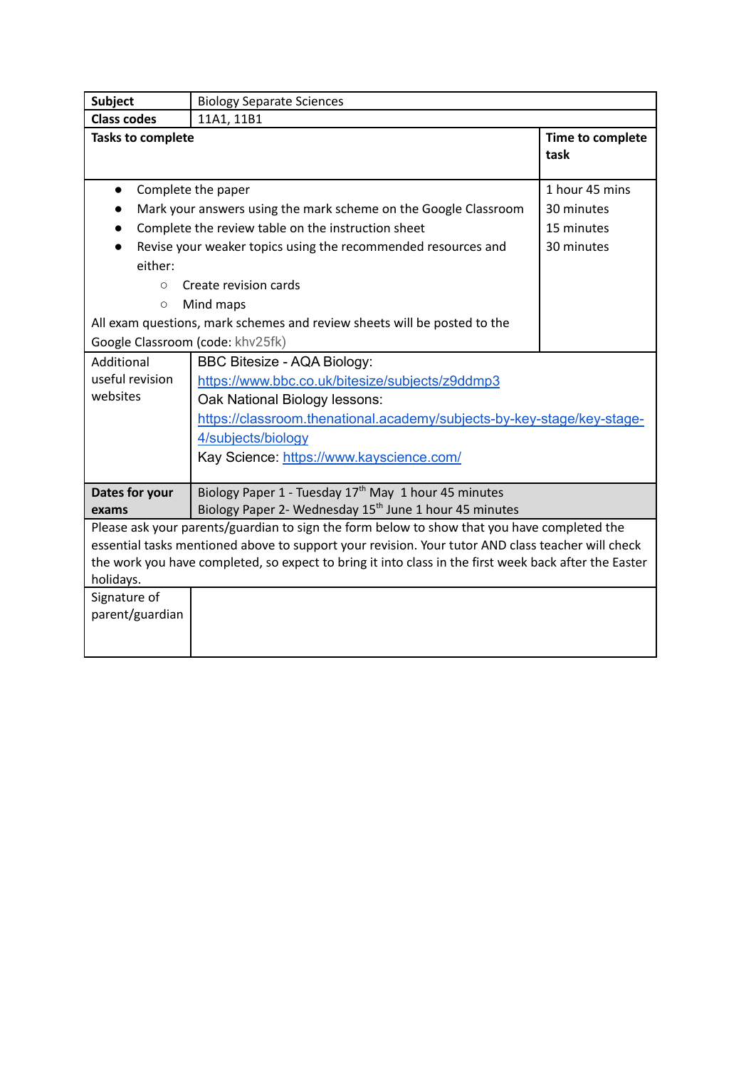| **Subject** | Biology Separate Sciences | |
|---|---|---|
| **Class codes** | 11A1, 11B1 | |
| **Tasks to complete** | | **Time to complete task** |
| • Complete the paper<br>• Mark your answers using the mark scheme on the Google Classroom<br>• Complete the review table on the instruction sheet<br>• Revise your weaker topics using the recommended resources and either:<br>  ○ Create revision cards<br>  ○ Mind maps<br>All exam questions, mark schemes and review sheets will be posted to the Google Classroom (code: khv25fk) | | 1 hour 45 mins<br>30 minutes<br>15 minutes<br>30 minutes |
| Additional useful revision websites | BBC Bitesize - AQA Biology:<br>https://www.bbc.co.uk/bitesize/subjects/z9ddmp3<br>Oak National Biology lessons:<br>https://classroom.thenational.academy/subjects-by-key-stage/key-stage-4/subjects/biology<br>Kay Science: https://www.kayscience.com/ | |
| **Dates for your exams** | Biology Paper 1 - Tuesday 17th May 1 hour 45 minutes<br>Biology Paper 2- Wednesday 15th June 1 hour 45 minutes | |
| Please ask your parents/guardian to sign the form below to show that you have completed the essential tasks mentioned above to support your revision. Your tutor AND class teacher will check the work you have completed, so expect to bring it into class in the first week back after the Easter holidays. | | |
| Signature of parent/guardian | | |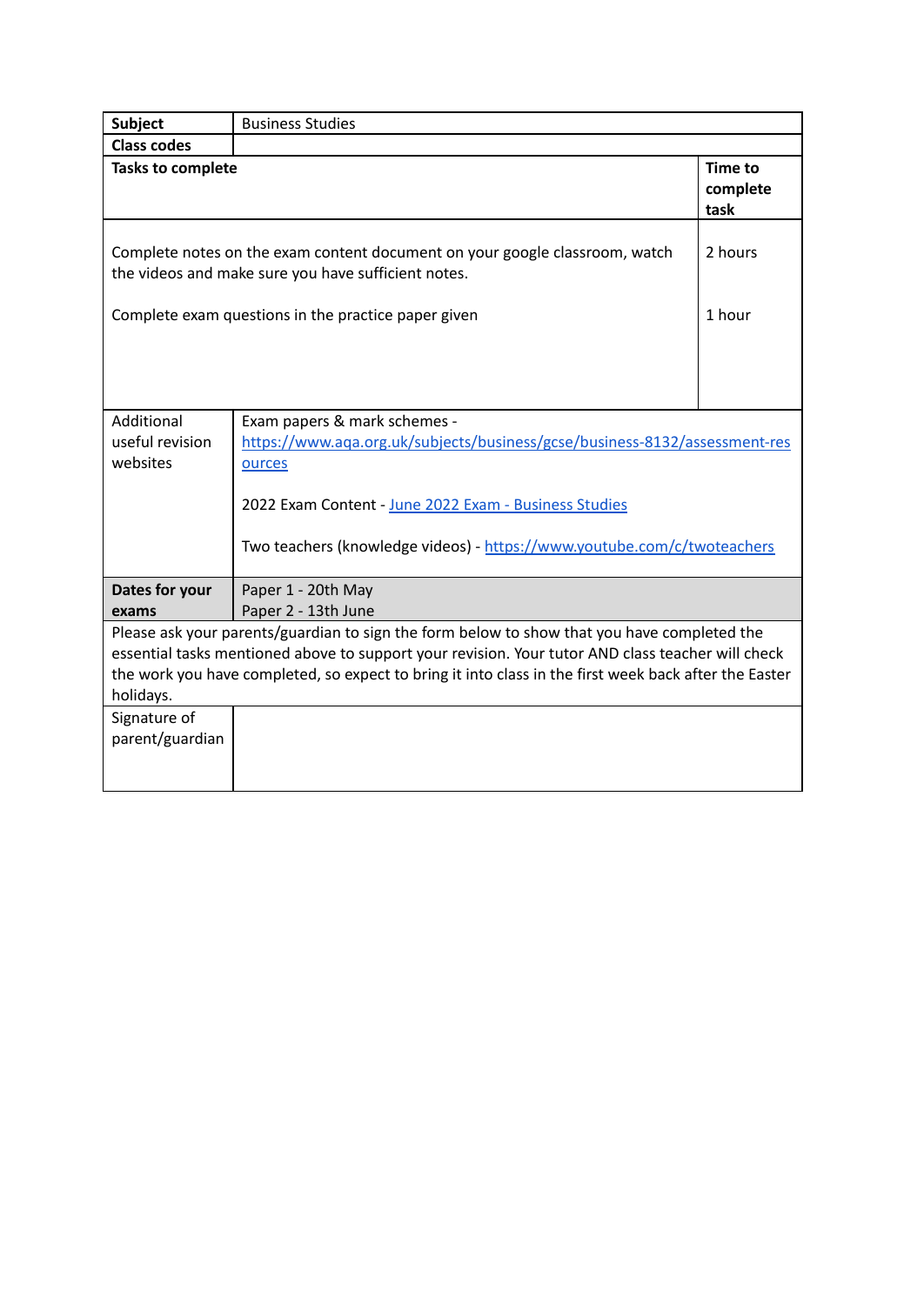| **Subject** | Business Studies | |
|---|---|---|
| **Class codes** | | |
| **Tasks to complete** | | **Time to complete task** |
| Complete notes on the exam content document on your google classroom, watch the videos and make sure you have sufficient notes. | | 2 hours |
| Complete exam questions in the practice paper given | | 1 hour |
| Additional useful revision websites | Exam papers & mark schemes - https://www.aqa.org.uk/subjects/business/gcse/business-8132/assessment-resources<br><br>2022 Exam Content - June 2022 Exam - Business Studies<br><br>Two teachers (knowledge videos) - https://www.youtube.com/c/twoteachers | |
| **Dates for your exams** | Paper 1 - 20th May<br>Paper 2 - 13th June | |
| Please ask your parents/guardian to sign the form below to show that you have completed the essential tasks mentioned above to support your revision. Your tutor AND class teacher will check the work you have completed, so expect to bring it into class in the first week back after the Easter holidays. | | |
| Signature of parent/guardian | | |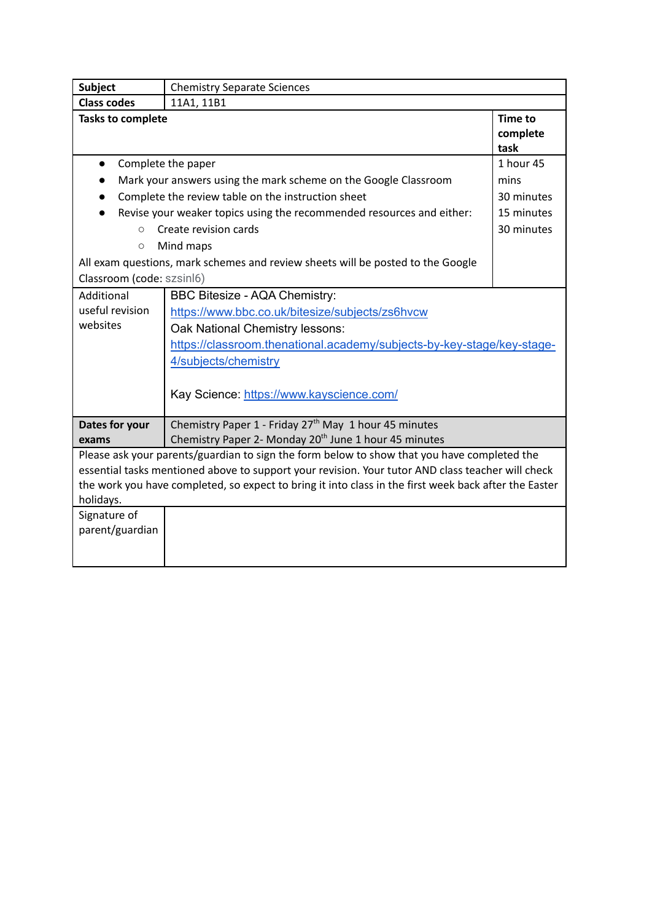| **Subject** | Chemistry Separate Sciences | |
|---|---|---|
| **Class codes** | 11A1, 11B1 | |
| **Tasks to complete** | | **Time to complete task** |
| <ul><li>Complete the paper</li><li>Mark your answers using the mark scheme on the Google Classroom</li><li>Complete the review table on the instruction sheet</li><li>Revise your weaker topics using the recommended resources and either:<ul><li>Create revision cards</li><li>Mind maps</li></ul></li></ul>All exam questions, mark schemes and review sheets will be posted to the Google Classroom (code: szsinl6) | | 1 hour 45 mins<br>30 minutes<br>15 minutes<br>30 minutes |
| Additional useful revision websites | BBC Bitesize - AQA Chemistry:<br>https://www.bbc.co.uk/bitesize/subjects/zs6hvcw<br>Oak National Chemistry lessons:<br>https://classroom.thenational.academy/subjects-by-key-stage/key-stage-4/subjects/chemistry<br><br>Kay Science: https://www.kayscience.com/ | |
| **Dates for your exams** | Chemistry Paper 1 - Friday 27th May 1 hour 45 minutes<br>Chemistry Paper 2- Monday 20th June 1 hour 45 minutes | |
| Please ask your parents/guardian to sign the form below to show that you have completed the essential tasks mentioned above to support your revision. Your tutor AND class teacher will check the work you have completed, so expect to bring it into class in the first week back after the Easter holidays. | | |
| Signature of parent/guardian | | |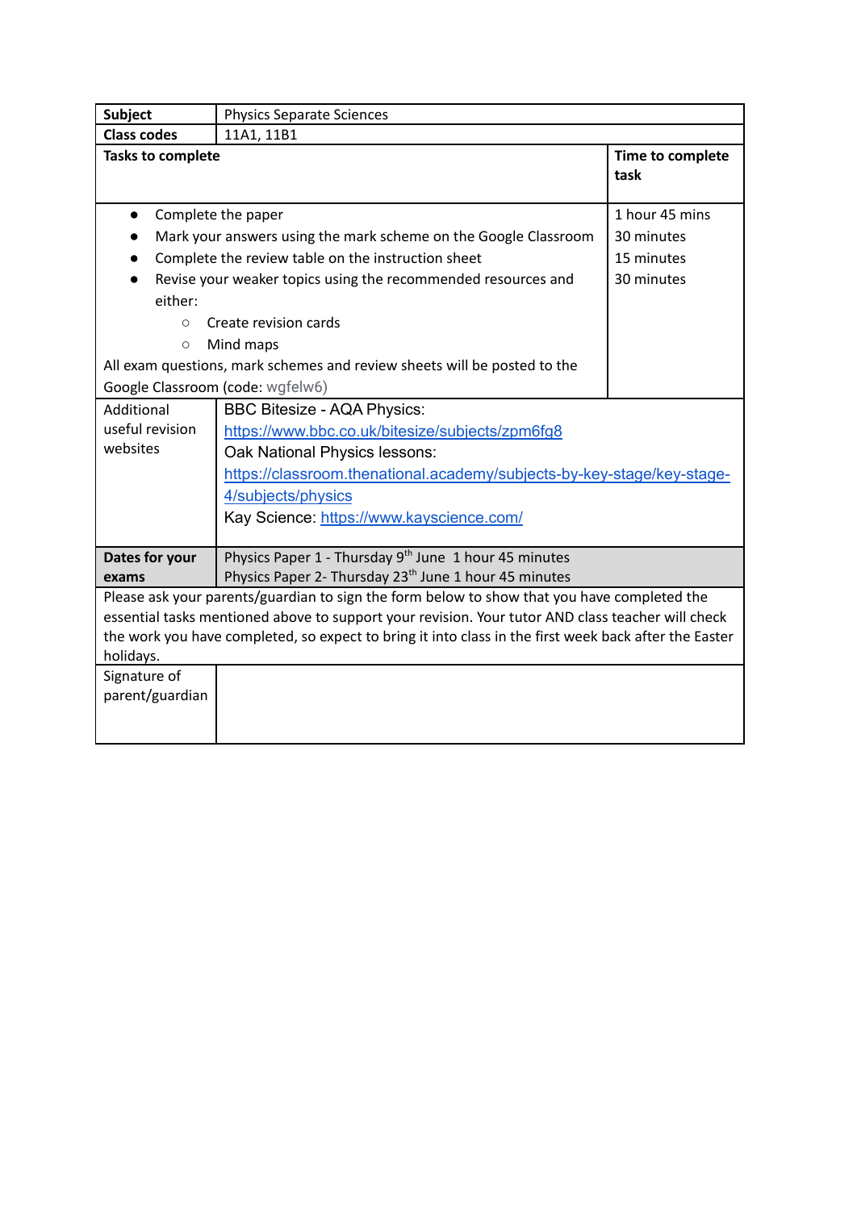| **Subject** | Physics Separate Sciences | |
| --- | --- | --- |
| **Class codes** | 11A1, 11B1 | |
| **Tasks to complete** | | **Time to complete task** |
| • Complete the paper<br>• Mark your answers using the mark scheme on the Google Classroom<br>• Complete the review table on the instruction sheet<br>• Revise your weaker topics using the recommended resources and either:<br>  ○ Create revision cards<br>  ○ Mind maps<br>All exam questions, mark schemes and review sheets will be posted to the Google Classroom (code: wgfelw6) | | 1 hour 45 mins<br>30 minutes<br>15 minutes<br>30 minutes |
| Additional useful revision websites | BBC Bitesize - AQA Physics:<br>https://www.bbc.co.uk/bitesize/subjects/zpm6fg8<br>Oak National Physics lessons:<br>https://classroom.thenational.academy/subjects-by-key-stage/key-stage-4/subjects/physics<br>Kay Science: https://www.kayscience.com/ | |
| **Dates for your exams** | Physics Paper 1 - Thursday 9th June 1 hour 45 minutes<br>Physics Paper 2- Thursday 23rd June 1 hour 45 minutes | |
| Please ask your parents/guardian to sign the form below to show that you have completed the essential tasks mentioned above to support your revision. Your tutor AND class teacher will check the work you have completed, so expect to bring it into class in the first week back after the Easter holidays. | | |
| Signature of parent/guardian | | |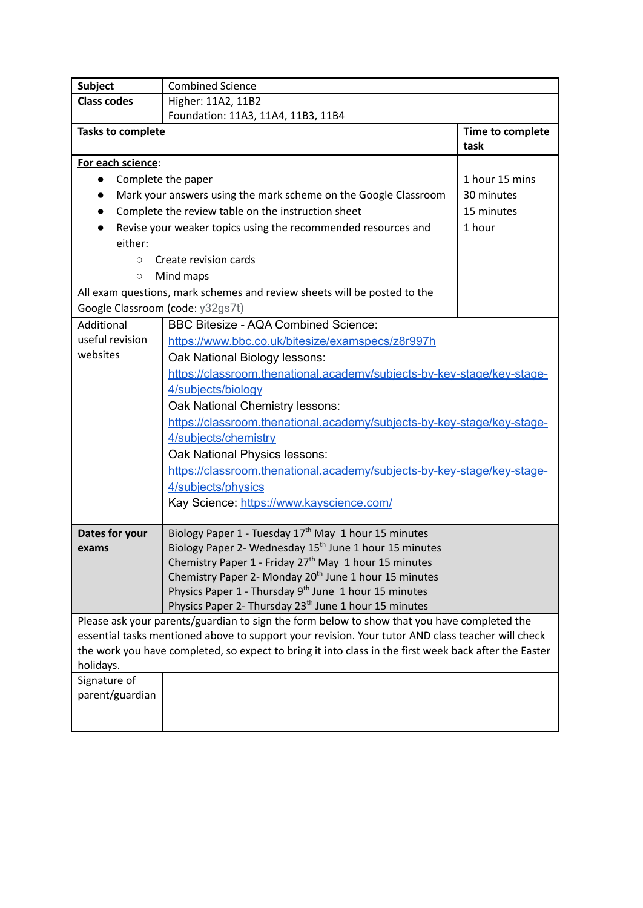| Subject | Combined Science | |
|---|---|---|
| Class codes | Higher: 11A2, 11B2<br>Foundation: 11A3, 11A4, 11B3, 11B4 | |
| **Tasks to complete** | | **Time to complete task** |
| **For each science**:<br>• Complete the paper<br>• Mark your answers using the mark scheme on the Google Classroom<br>• Complete the review table on the instruction sheet<br>• Revise your weaker topics using the recommended resources and either:<br>  ○ Create revision cards<br>  ○ Mind maps<br>All exam questions, mark schemes and review sheets will be posted to the Google Classroom (code: y32gs7t) | | 1 hour 15 mins<br>30 minutes<br>15 minutes<br>1 hour |
| Additional useful revision websites | BBC Bitesize - AQA Combined Science:<br>https://www.bbc.co.uk/bitesize/examspecs/z8r997h<br>Oak National Biology lessons:<br>https://classroom.thenational.academy/subjects-by-key-stage/key-stage-4/subjects/biology<br>Oak National Chemistry lessons:<br>https://classroom.thenational.academy/subjects-by-key-stage/key-stage-4/subjects/chemistry<br>Oak National Physics lessons:<br>https://classroom.thenational.academy/subjects-by-key-stage/key-stage-4/subjects/physics<br>Kay Science: https://www.kayscience.com/ | |
| **Dates for your exams** | Biology Paper 1 - Tuesday 17th May 1 hour 15 minutes<br>Biology Paper 2- Wednesday 15th June 1 hour 15 minutes<br>Chemistry Paper 1 - Friday 27th May 1 hour 15 minutes<br>Chemistry Paper 2- Monday 20th June 1 hour 15 minutes<br>Physics Paper 1 - Thursday 9th June 1 hour 15 minutes<br>Physics Paper 2- Thursday 23rd June 1 hour 15 minutes | |
| Please ask your parents/guardian to sign the form below to show that you have completed the essential tasks mentioned above to support your revision. Your tutor AND class teacher will check the work you have completed, so expect to bring it into class in the first week back after the Easter holidays. | | |
| Signature of parent/guardian | | |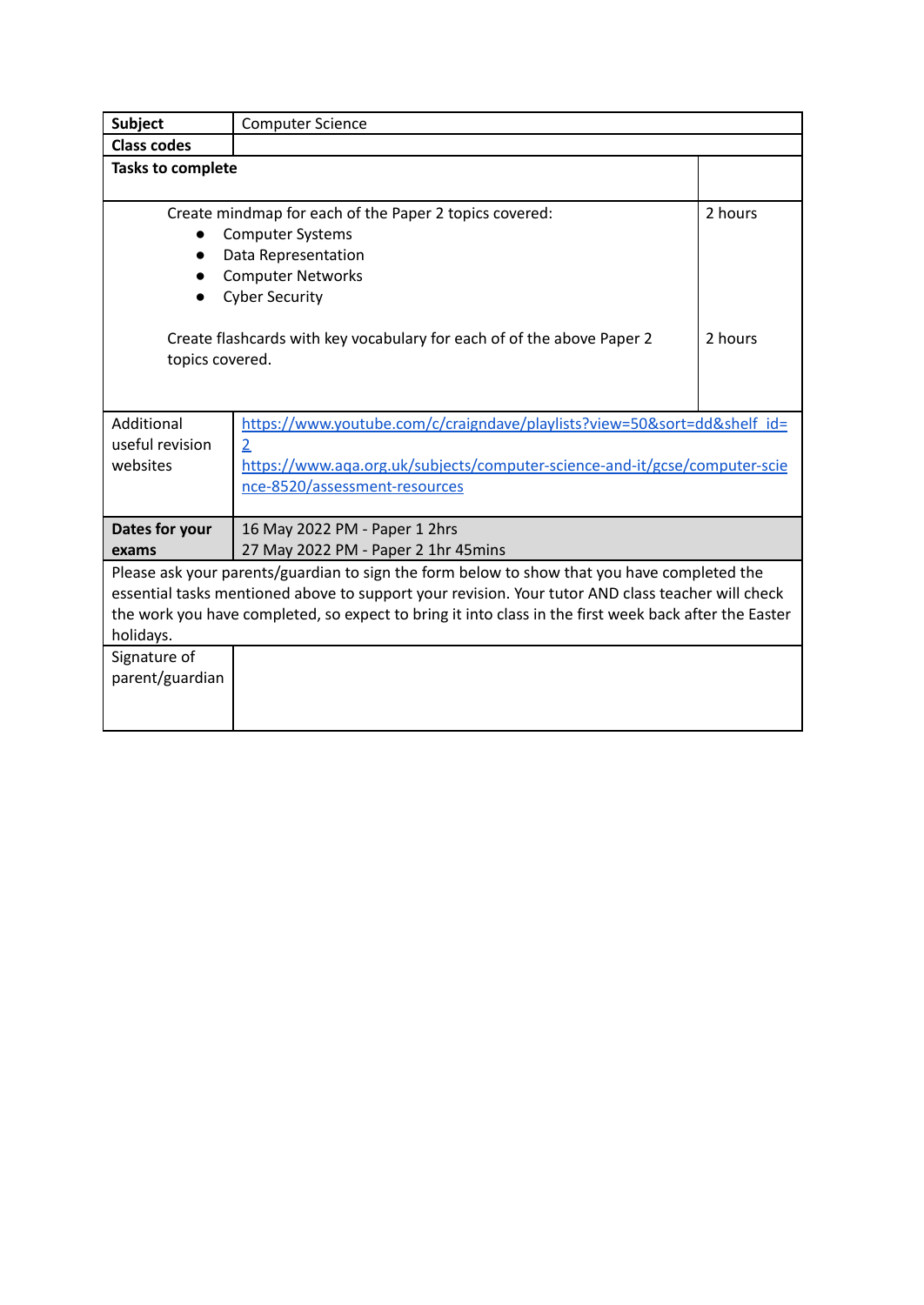| **Subject** | Computer Science | |
|---|---|---|
| **Class codes** | | |
| **Tasks to complete** | | |
| Create mindmap for each of the Paper 2 topics covered:<br>• Computer Systems<br>• Data Representation<br>• Computer Networks<br>• Cyber Security<br><br>Create flashcards with key vocabulary for each of of the above Paper 2 topics covered. | | 2 hours<br><br><br><br><br>2 hours |
| Additional useful revision websites | https://www.youtube.com/c/craigndave/playlists?view=50&sort=dd&shelf_id=2<br>https://www.aqa.org.uk/subjects/computer-science-and-it/gcse/computer-science-8520/assessment-resources | |
| **Dates for your exams** | 16 May 2022 PM - Paper 1 2hrs<br>27 May 2022 PM - Paper 2 1hr 45mins | |
| Please ask your parents/guardian to sign the form below to show that you have completed the essential tasks mentioned above to support your revision. Your tutor AND class teacher will check the work you have completed, so expect to bring it into class in the first week back after the Easter holidays. | | |
| Signature of parent/guardian | | |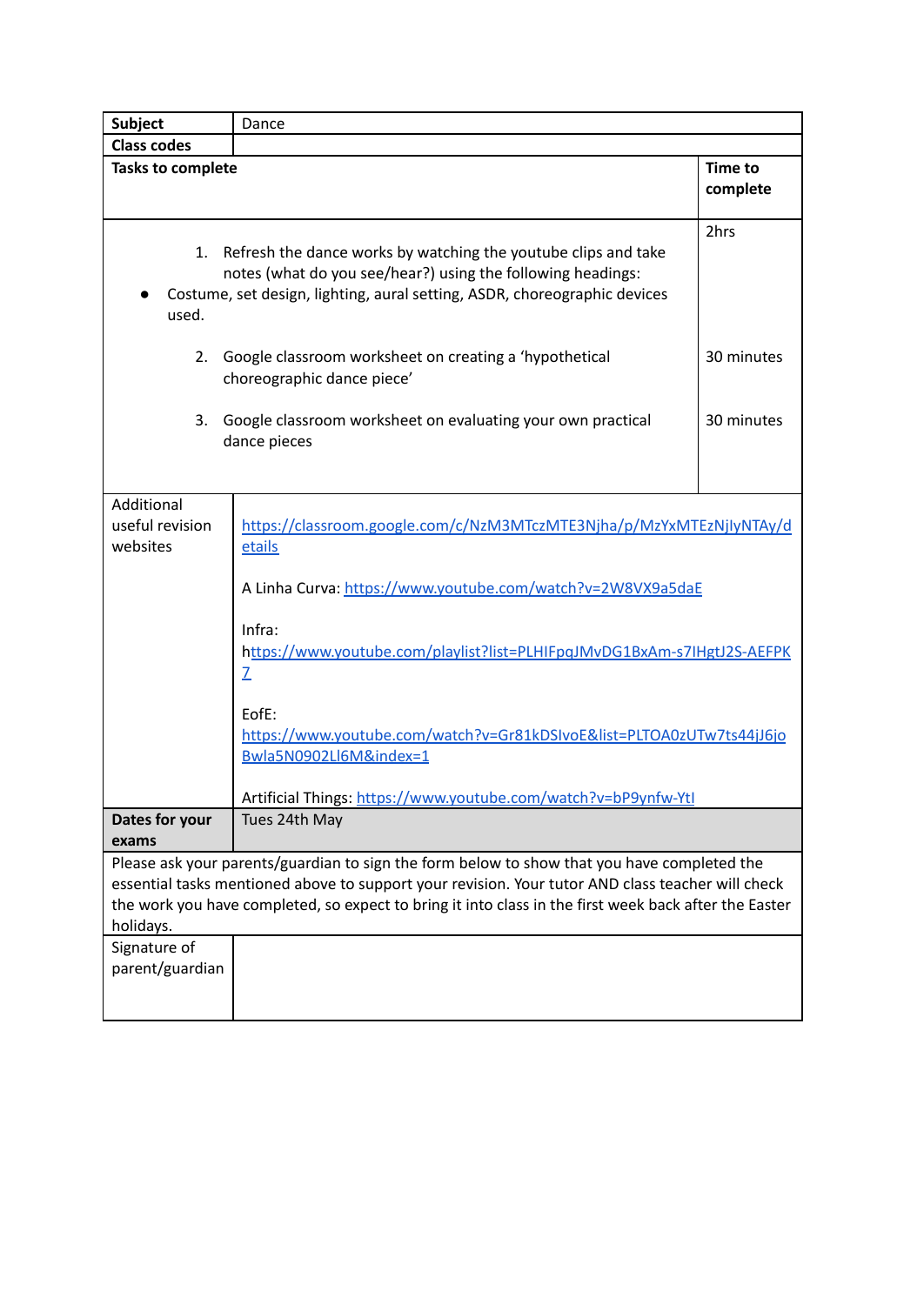| **Subject** | Dance | |
| --- | --- | --- |
| **Class codes** | | |
| **Tasks to complete** | | **Time to complete** |
| 1. Refresh the dance works by watching the youtube clips and take notes (what do you see/hear?) using the following headings:<br>• Costume, set design, lighting, aural setting, ASDR, choreographic devices used. | | 2hrs |
| 2. Google classroom worksheet on creating a 'hypothetical choreographic dance piece' | | 30 minutes |
| 3. Google classroom worksheet on evaluating your own practical dance pieces | | 30 minutes |
| Additional useful revision websites | https://classroom.google.com/c/NzM3MTczMTE3Njha/p/MzYxMTEzNjIyNTAy/details<br><br>A Linha Curva: https://www.youtube.com/watch?v=2W8VX9a5daE<br><br>Infra: https://www.youtube.com/playlist?list=PLHIFpqJMvDG1BxAm-s7IHgtJ2S-AEFPK7<br><br>EofE: https://www.youtube.com/watch?v=Gr81kDSIvoE&list=PLTOA0zUTw7ts44jJ6joBwla5N0902LI6M&index=1<br><br>Artificial Things: https://www.youtube.com/watch?v=bP9ynfw-YtI | |
| **Dates for your exams** | Tues 24th May | |
| Please ask your parents/guardian to sign the form below to show that you have completed the essential tasks mentioned above to support your revision. Your tutor AND class teacher will check the work you have completed, so expect to bring it into class in the first week back after the Easter holidays. | | |
| Signature of parent/guardian | | |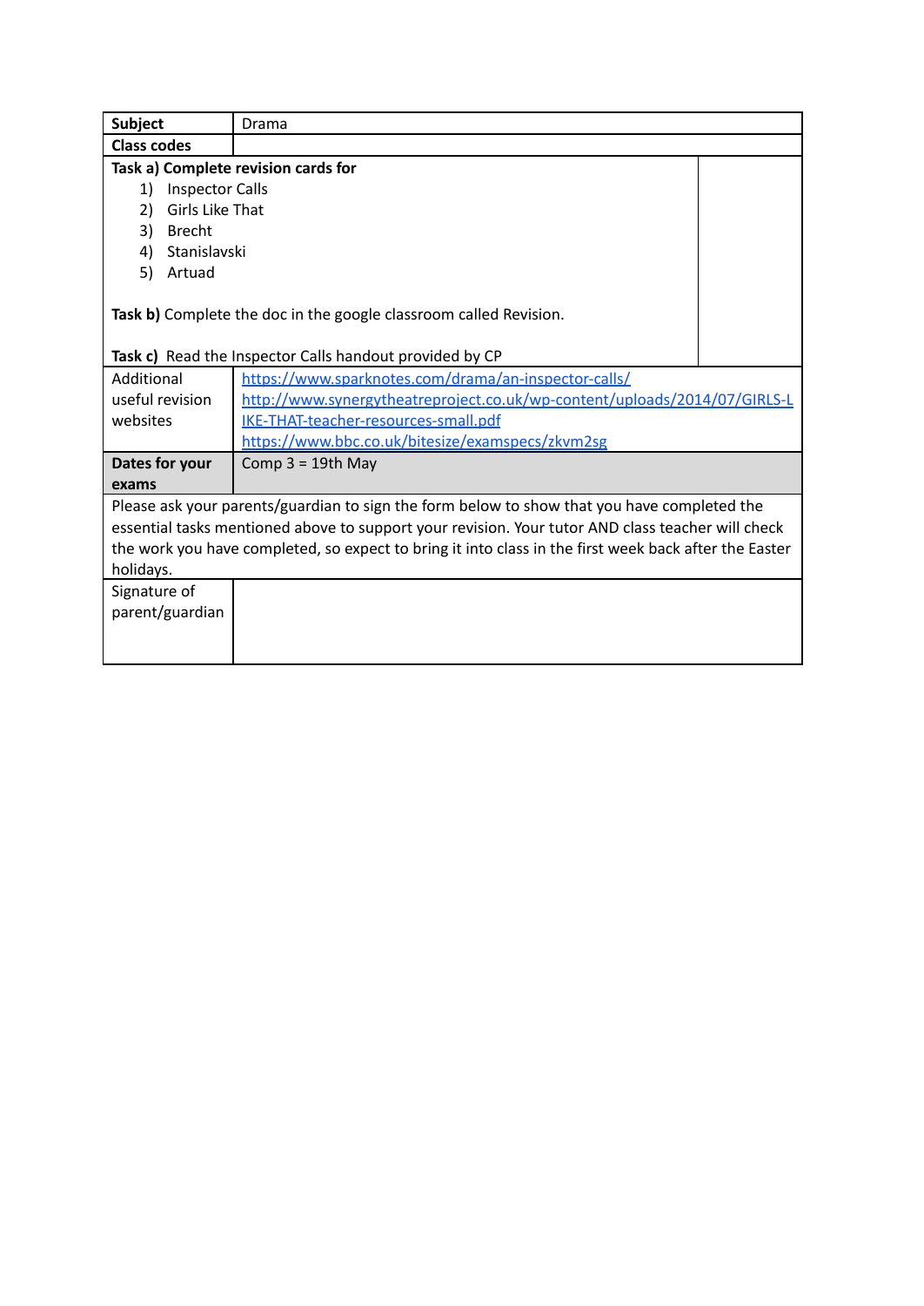| **Subject** | Drama |
| --- | --- |
| **Class codes** | |
| **Task a) Complete revision cards for**<br>1) Inspector Calls<br>2) Girls Like That<br>3) Brecht<br>4) Stanislavski<br>5) Artuad<br><br>**Task b)** Complete the doc in the google classroom called Revision.<br><br>**Task c)** Read the Inspector Calls handout provided by CP | |
| Additional useful revision websites | https://www.sparknotes.com/drama/an-inspector-calls/<br>http://www.synergytheatreproject.co.uk/wp-content/uploads/2014/07/GIRLS-LIKE-THAT-teacher-resources-small.pdf<br>https://www.bbc.co.uk/bitesize/examspecs/zkvm2sg |
| **Dates for your exams** | Comp 3 = 19th May |
| Please ask your parents/guardian to sign the form below to show that you have completed the essential tasks mentioned above to support your revision. Your tutor AND class teacher will check the work you have completed, so expect to bring it into class in the first week back after the Easter holidays. | |
| Signature of parent/guardian | |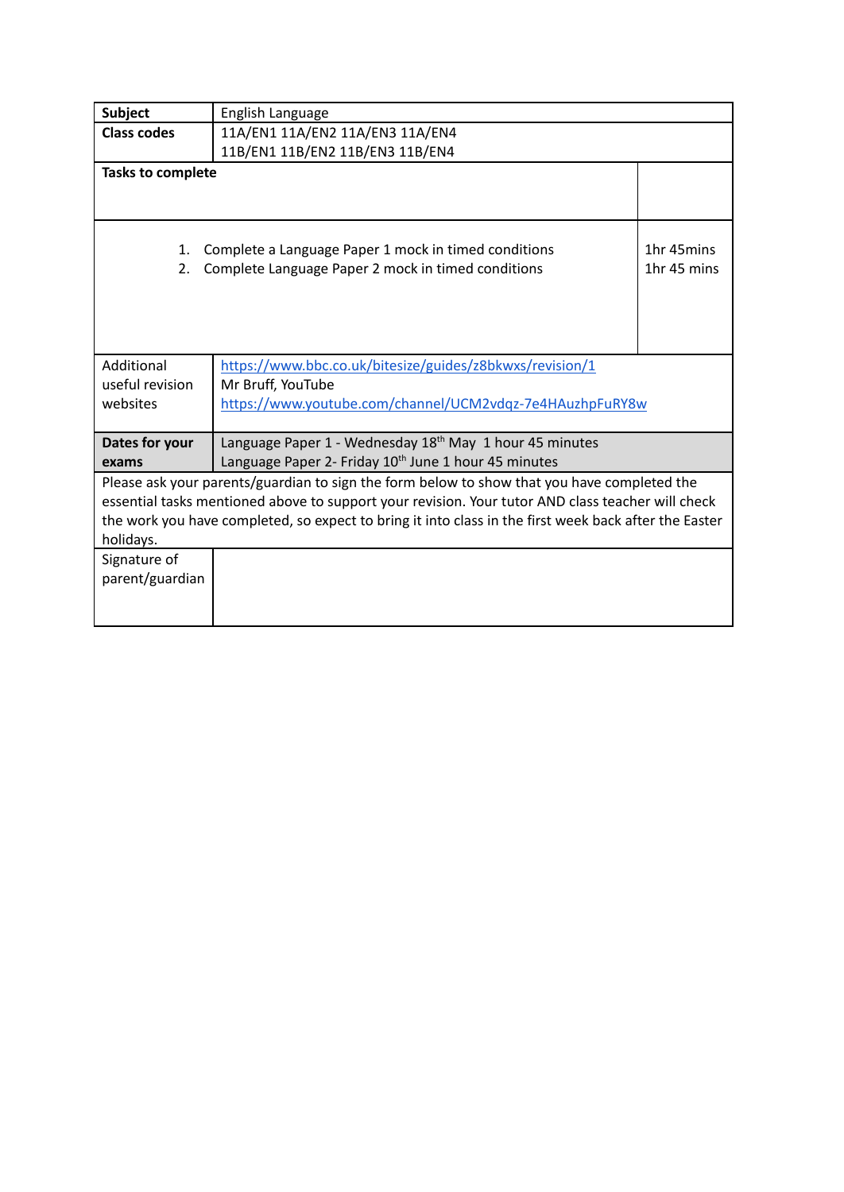| **Subject** | English Language | |
|---|---|---|
| **Class codes** | 11A/EN1 11A/EN2 11A/EN3 11A/EN4<br>11B/EN1 11B/EN2 11B/EN3 11B/EN4 | |
| **Tasks to complete** | | |
| | 1. Complete a Language Paper 1 mock in timed conditions<br>2. Complete Language Paper 2 mock in timed conditions | 1hr 45mins<br>1hr 45 mins |
| Additional useful revision websites | https://www.bbc.co.uk/bitesize/guides/z8bkwxs/revision/1<br>Mr Bruff, YouTube<br>https://www.youtube.com/channel/UCM2vdqz-7e4HAuzhpFuRY8w | |
| **Dates for your exams** | Language Paper 1 - Wednesday 18th May 1 hour 45 minutes<br>Language Paper 2- Friday 10th June 1 hour 45 minutes | |
| Please ask your parents/guardian to sign the form below to show that you have completed the essential tasks mentioned above to support your revision. Your tutor AND class teacher will check the work you have completed, so expect to bring it into class in the first week back after the Easter holidays. | | |
| Signature of parent/guardian | | |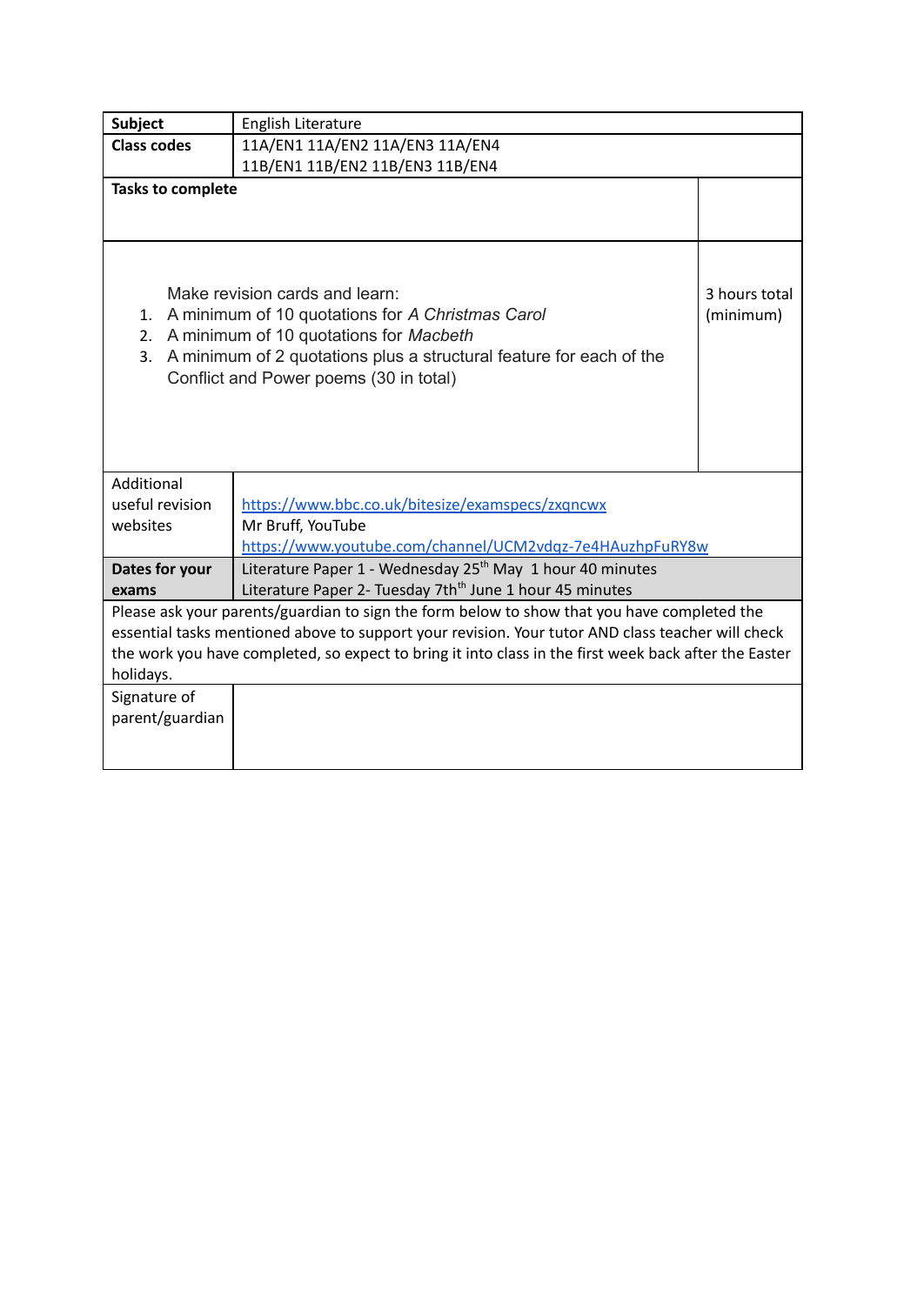| **Subject** | English Literature | |
|---|---|---|
| **Class codes** | 11A/EN1 11A/EN2 11A/EN3 11A/EN4<br>11B/EN1 11B/EN2 11B/EN3 11B/EN4 | |
| **Tasks to complete** | | |
| Make revision cards and learn:<br>1. A minimum of 10 quotations for *A Christmas Carol*<br>2. A minimum of 10 quotations for *Macbeth*<br>3. A minimum of 2 quotations plus a structural feature for each of the Conflict and Power poems (30 in total) | | 3 hours total (minimum) |
| Additional useful revision websites | https://www.bbc.co.uk/bitesize/examspecs/zxqncwx<br>Mr Bruff, YouTube<br>https://www.youtube.com/channel/UCM2vdqz-7e4HAuzhpFuRY8w | |
| **Dates for your exams** | Literature Paper 1 - Wednesday 25th May 1 hour 40 minutes<br>Literature Paper 2- Tuesday 7th June 1 hour 45 minutes | |
| Please ask your parents/guardian to sign the form below to show that you have completed the essential tasks mentioned above to support your revision. Your tutor AND class teacher will check the work you have completed, so expect to bring it into class in the first week back after the Easter holidays. | | |
| Signature of parent/guardian | | |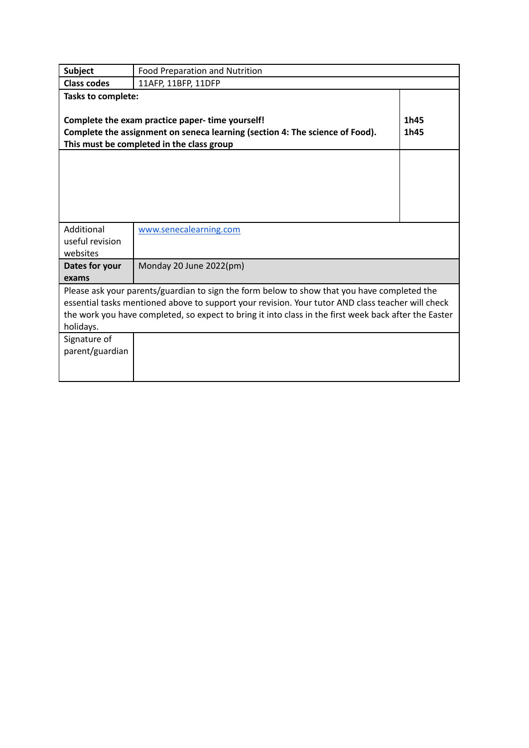| **Subject** | Food Preparation and Nutrition | |
|---|---|---|
| **Class codes** | 11AFP, 11BFP, 11DFP | |
| **Tasks to complete:**<br><br>**Complete the exam practice paper- time yourself!**<br>**Complete the assignment on seneca learning (section 4: The science of Food).**<br>**This must be completed in the class group** | | <br><br>**1h45**<br>**1h45** |
| | | |
| Additional useful revision websites | www.senecalearning.com | |
| **Dates for your exams** | Monday 20 June 2022(pm) | |
| Please ask your parents/guardian to sign the form below to show that you have completed the essential tasks mentioned above to support your revision. Your tutor AND class teacher will check the work you have completed, so expect to bring it into class in the first week back after the Easter holidays. | | |
| Signature of parent/guardian | | |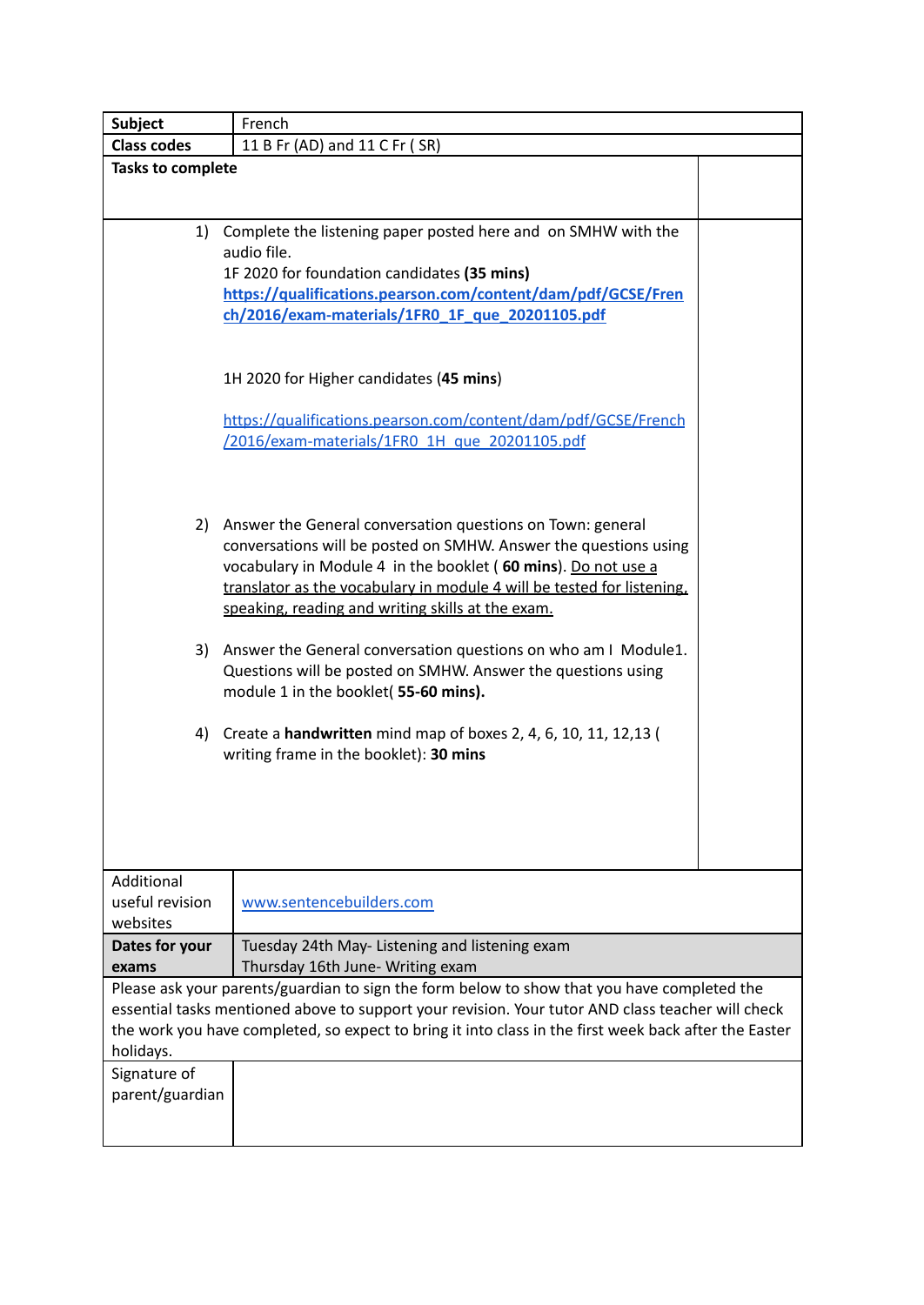| **Subject** | French |
|---|---|
| **Class codes** | 11 B Fr (AD) and 11 C Fr ( SR) |
| **Tasks to complete** | |
| 1) Complete the listening paper posted here and on SMHW with the audio file.<br>1F 2020 for foundation candidates **(35 mins)**<br>**https://qualifications.pearson.com/content/dam/pdf/GCSE/French/2016/exam-materials/1FR0_1F_que_20201105.pdf**<br><br>1H 2020 for Higher candidates (**45 mins**)<br><br>https://qualifications.pearson.com/content/dam/pdf/GCSE/French/2016/exam-materials/1FR0_1H_que_20201105.pdf<br><br>2) Answer the General conversation questions on Town: general conversations will be posted on SMHW. Answer the questions using vocabulary in Module 4 in the booklet ( **60 mins**). Do not use a translator as the vocabulary in module 4 will be tested for listening, speaking, reading and writing skills at the exam.<br><br>3) Answer the General conversation questions on who am I Module1. Questions will be posted on SMHW. Answer the questions using module 1 in the booklet( **55-60 mins).**<br><br>4) Create a **handwritten** mind map of boxes 2, 4, 6, 10, 11, 12,13 ( writing frame in the booklet): **30 mins** | |
| Additional useful revision websites | www.sentencebuilders.com |
| **Dates for your exams** | Tuesday 24th May- Listening and listening exam<br>Thursday 16th June- Writing exam |
| Please ask your parents/guardian to sign the form below to show that you have completed the essential tasks mentioned above to support your revision. Your tutor AND class teacher will check the work you have completed, so expect to bring it into class in the first week back after the Easter holidays. | |
| Signature of parent/guardian | |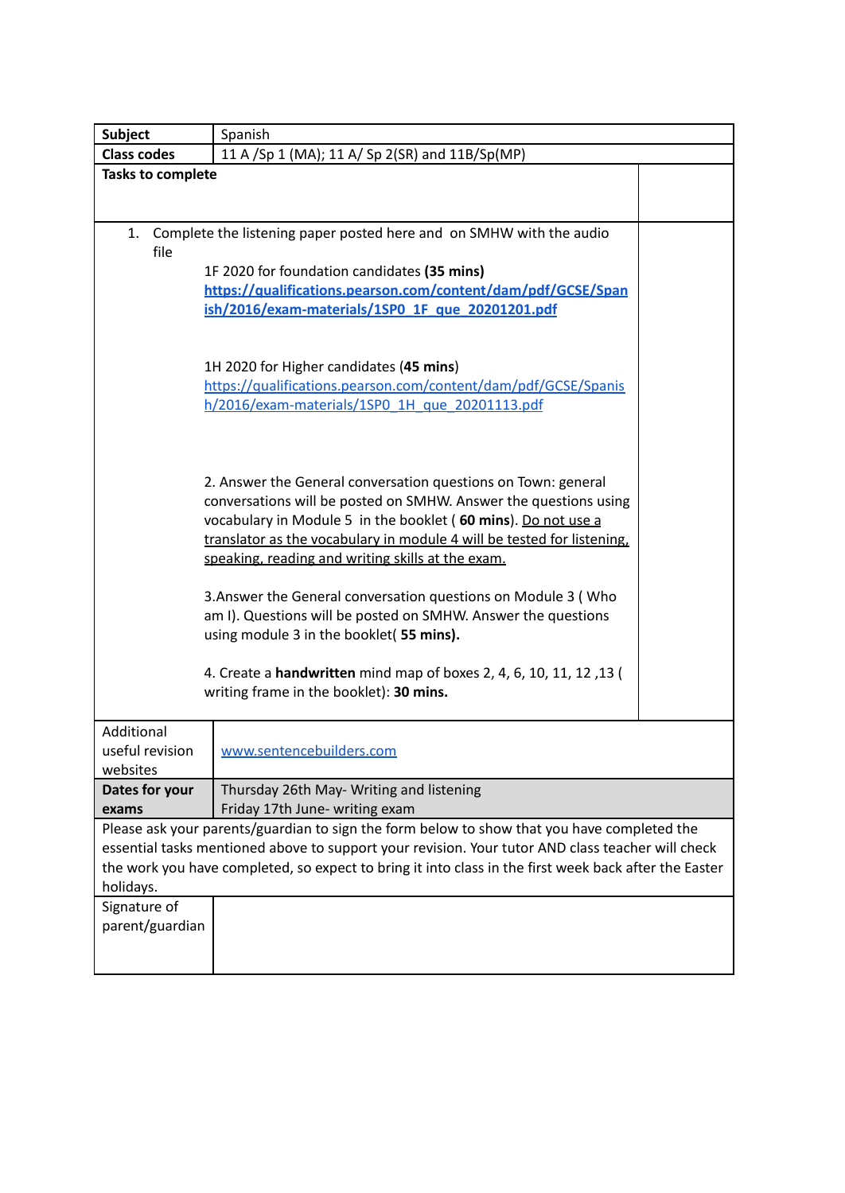| **Subject** | Spanish |
| --- | --- |
| **Class codes** | 11 A /Sp 1 (MA); 11 A/ Sp 2(SR) and 11B/Sp(MP) |
| **Tasks to complete** | |
| 1. Complete the listening paper posted here and on SMHW with the audio file<br><br>1F 2020 for foundation candidates **(35 mins)**<br>**https://qualifications.pearson.com/content/dam/pdf/GCSE/Spanish/2016/exam-materials/1SP0_1F_que_20201201.pdf**<br><br>1H 2020 for Higher candidates (**45 mins**)<br>https://qualifications.pearson.com/content/dam/pdf/GCSE/Spanish/2016/exam-materials/1SP0_1H_que_20201113.pdf<br><br>2. Answer the General conversation questions on Town: general conversations will be posted on SMHW. Answer the questions using vocabulary in Module 5 in the booklet ( **60 mins**). Do not use a translator as the vocabulary in module 4 will be tested for listening, speaking, reading and writing skills at the exam.<br><br>3.Answer the General conversation questions on Module 3 ( Who am I). Questions will be posted on SMHW. Answer the questions using module 3 in the booklet( **55 mins).**<br><br>4. Create a **handwritten** mind map of boxes 2, 4, 6, 10, 11, 12 ,13 ( writing frame in the booklet): **30 mins.** | |
| Additional useful revision websites | www.sentencebuilders.com |
| **Dates for your exams** | Thursday 26th May- Writing and listening<br>Friday 17th June- writing exam |
| Please ask your parents/guardian to sign the form below to show that you have completed the essential tasks mentioned above to support your revision. Your tutor AND class teacher will check the work you have completed, so expect to bring it into class in the first week back after the Easter holidays. | |
| Signature of parent/guardian | |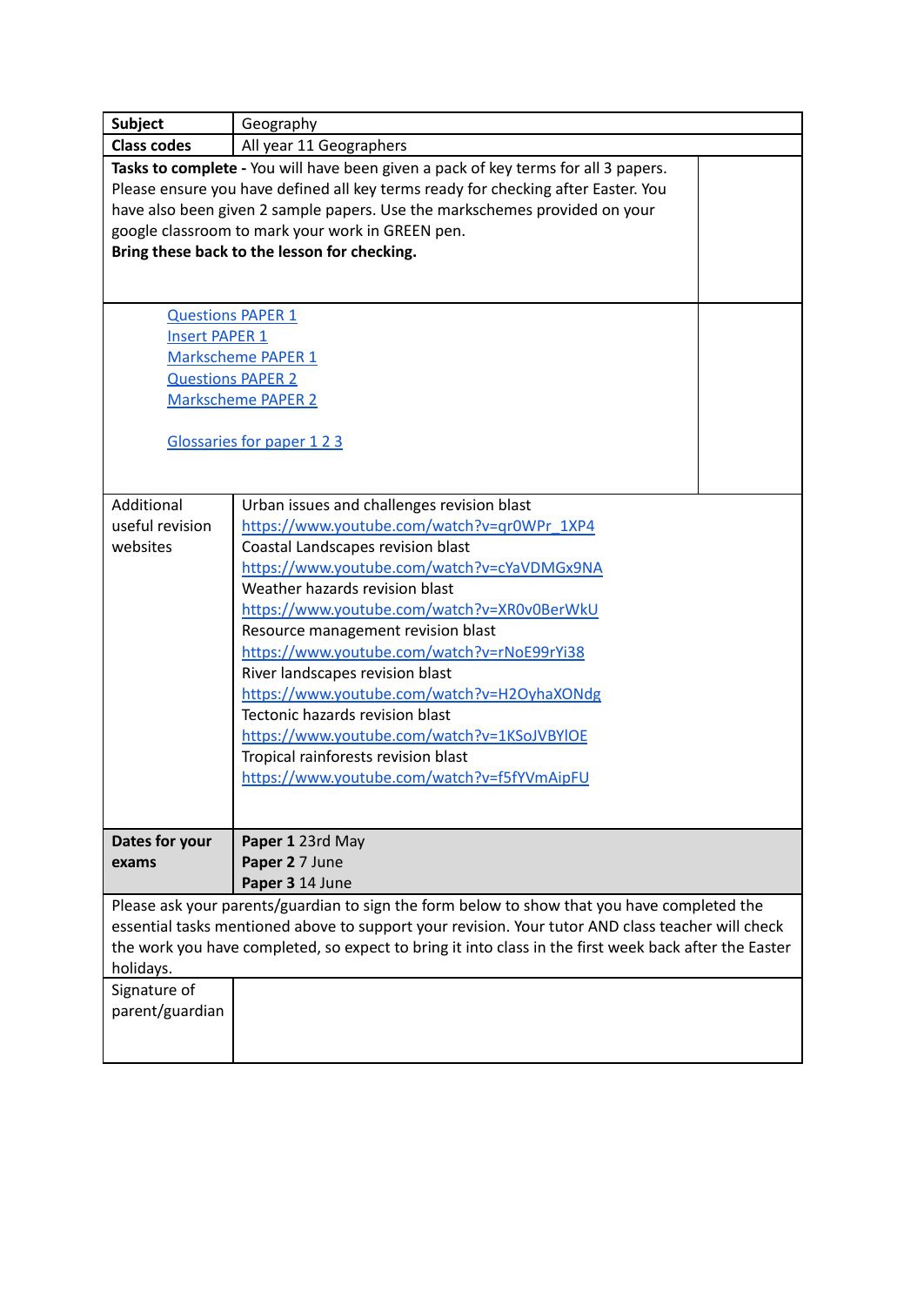| **Subject** | Geography | |
|---|---|---|
| **Class codes** | All year 11 Geographers | |
| **Tasks to complete** - You will have been given a pack of key terms for all 3 papers. Please ensure you have defined all key terms ready for checking after Easter. You have also been given 2 sample papers. Use the markschemes provided on your google classroom to mark your work in GREEN pen.<br>**Bring these back to the lesson for checking.** | | |
| Questions PAPER 1<br>Insert PAPER 1<br>Markscheme PAPER 1<br>Questions PAPER 2<br>Markscheme PAPER 2<br><br>Glossaries for paper 1 2 3 | | |
| Additional useful revision websites | Urban issues and challenges revision blast<br>https://www.youtube.com/watch?v=qr0WPr_1XP4<br>Coastal Landscapes revision blast<br>https://www.youtube.com/watch?v=cYaVDMGx9NA<br>Weather hazards revision blast<br>https://www.youtube.com/watch?v=XR0v0BerWkU<br>Resource management revision blast<br>https://www.youtube.com/watch?v=rNoE99rYi38<br>River landscapes revision blast<br>https://www.youtube.com/watch?v=H2OyhaXONdg<br>Tectonic hazards revision blast<br>https://www.youtube.com/watch?v=1KSoJVBYlOE<br>Tropical rainforests revision blast<br>https://www.youtube.com/watch?v=f5fYVmAipFU | |
| **Dates for your exams** | **Paper 1** 23rd May<br>**Paper 2** 7 June<br>**Paper 3** 14 June | |
| Please ask your parents/guardian to sign the form below to show that you have completed the essential tasks mentioned above to support your revision. Your tutor AND class teacher will check the work you have completed, so expect to bring it into class in the first week back after the Easter holidays. | | |
| Signature of parent/guardian | | |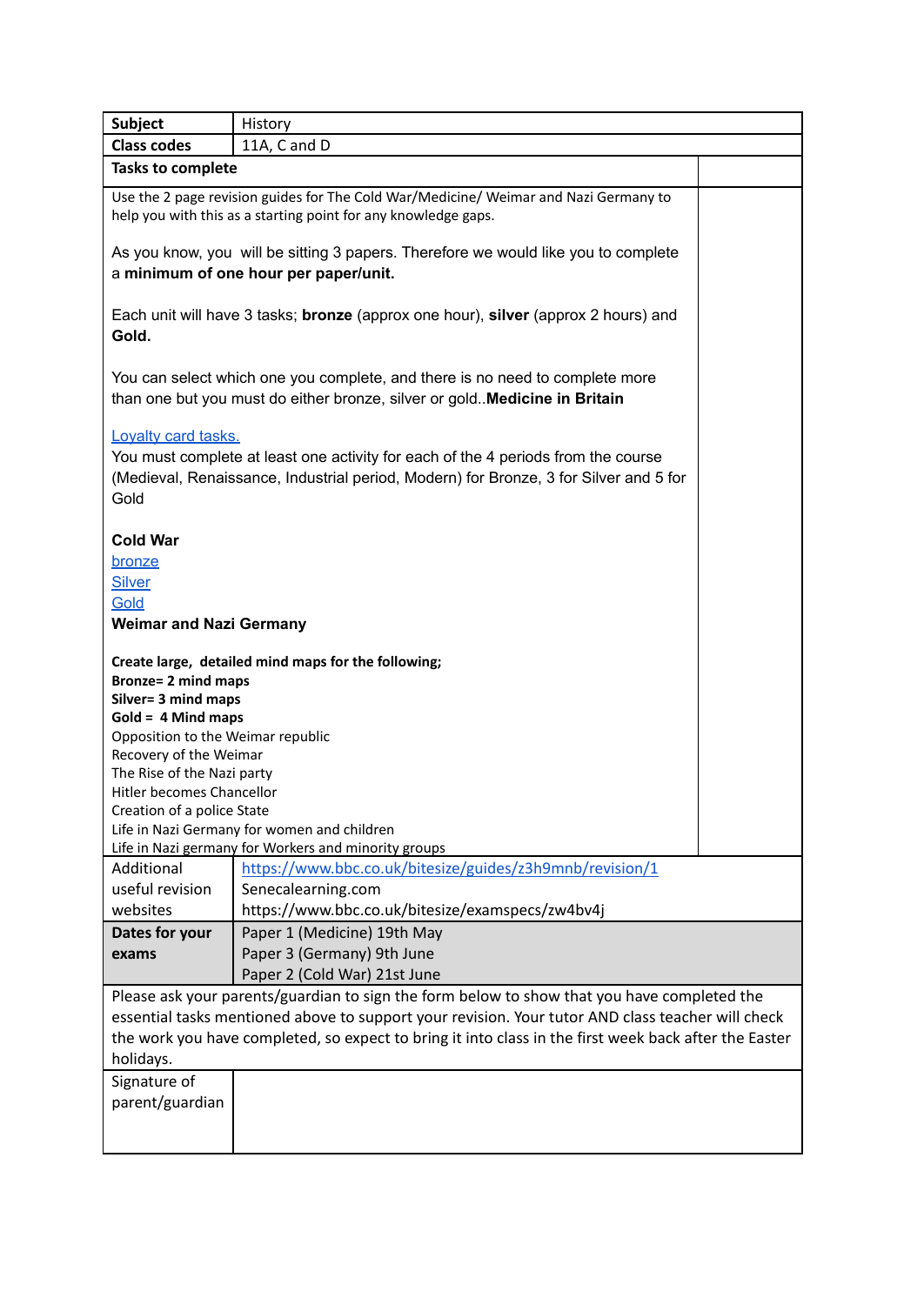| **Subject** | History |
| --- | --- |
| **Class codes** | 11A, C and D |

**Tasks to complete**

Use the 2 page revision guides for The Cold War/Medicine/ Weimar and Nazi Germany to help you with this as a starting point for any knowledge gaps.

As you know, you will be sitting 3 papers. Therefore we would like you to complete a **minimum of one hour per paper/unit.**

Each unit will have 3 tasks; **bronze** (approx one hour), **silver** (approx 2 hours) and **Gold.**

You can select which one you complete, and there is no need to complete more than one but you must do either bronze, silver or gold..**Medicine in Britain**

Loyalty card tasks.
You must complete at least one activity for each of the 4 periods from the course (Medieval, Renaissance, Industrial period, Modern) for Bronze, 3 for Silver and 5 for Gold

**Cold War**
bronze
Silver
Gold
**Weimar and Nazi Germany**

**Create large, detailed mind maps for the following;**
**Bronze= 2 mind maps**
**Silver= 3 mind maps**
**Gold = 4 Mind maps**
Opposition to the Weimar republic
Recovery of the Weimar
The Rise of the Nazi party
Hitler becomes Chancellor
Creation of a police State
Life in Nazi Germany for women and children
Life in Nazi germany for Workers and minority groups

| | |
| --- | --- |
| Additional useful revision websites | https://www.bbc.co.uk/bitesize/guides/z3h9mnb/revision/1<br>Senecalearning.com<br>https://www.bbc.co.uk/bitesize/examspecs/zw4bv4j |
| **Dates for your exams** | Paper 1 (Medicine) 19th May<br>Paper 3 (Germany) 9th June<br>Paper 2 (Cold War) 21st June |

Please ask your parents/guardian to sign the form below to show that you have completed the essential tasks mentioned above to support your revision. Your tutor AND class teacher will check the work you have completed, so expect to bring it into class in the first week back after the Easter holidays.

| | |
| --- | --- |
| Signature of parent/guardian | |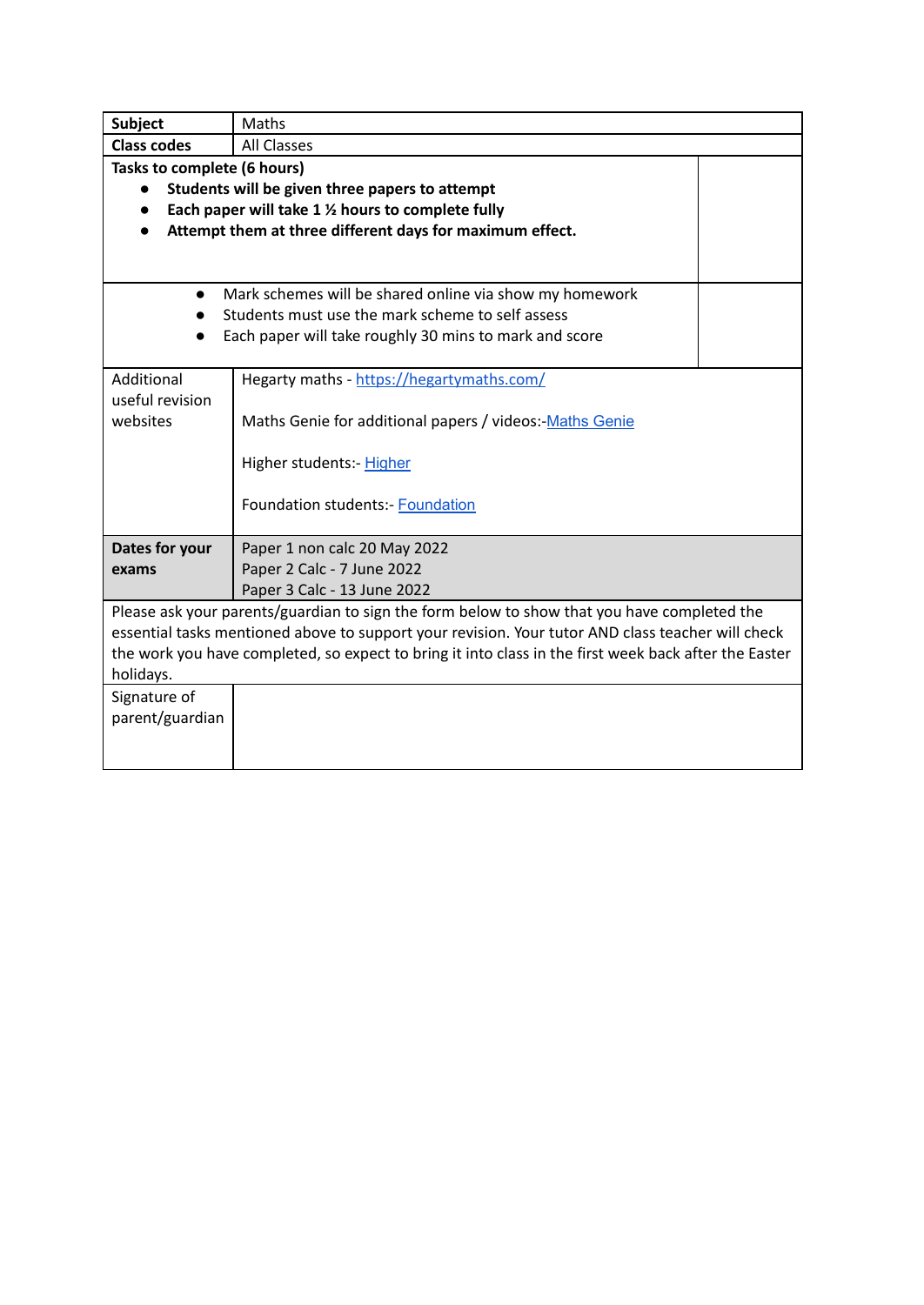| **Subject** | Maths | |
|---|---|---|
| **Class codes** | All Classes | |
| **Tasks to complete (6 hours)**<br>● **Students will be given three papers to attempt**<br>● **Each paper will take 1 ½ hours to complete fully**<br>● **Attempt them at three different days for maximum effect.** | | |
| ● Mark schemes will be shared online via show my homework<br>● Students must use the mark scheme to self assess<br>● Each paper will take roughly 30 mins to mark and score | | |
| Additional useful revision websites | Hegarty maths - https://hegartymaths.com/<br><br>Maths Genie for additional papers / videos:-Maths Genie<br><br>Higher students:- Higher<br><br>Foundation students:- Foundation | |
| **Dates for your exams** | Paper 1 non calc 20 May 2022<br>Paper 2 Calc - 7 June 2022<br>Paper 3 Calc - 13 June 2022 | |
| Please ask your parents/guardian to sign the form below to show that you have completed the essential tasks mentioned above to support your revision. Your tutor AND class teacher will check the work you have completed, so expect to bring it into class in the first week back after the Easter holidays. | | |
| Signature of parent/guardian | | |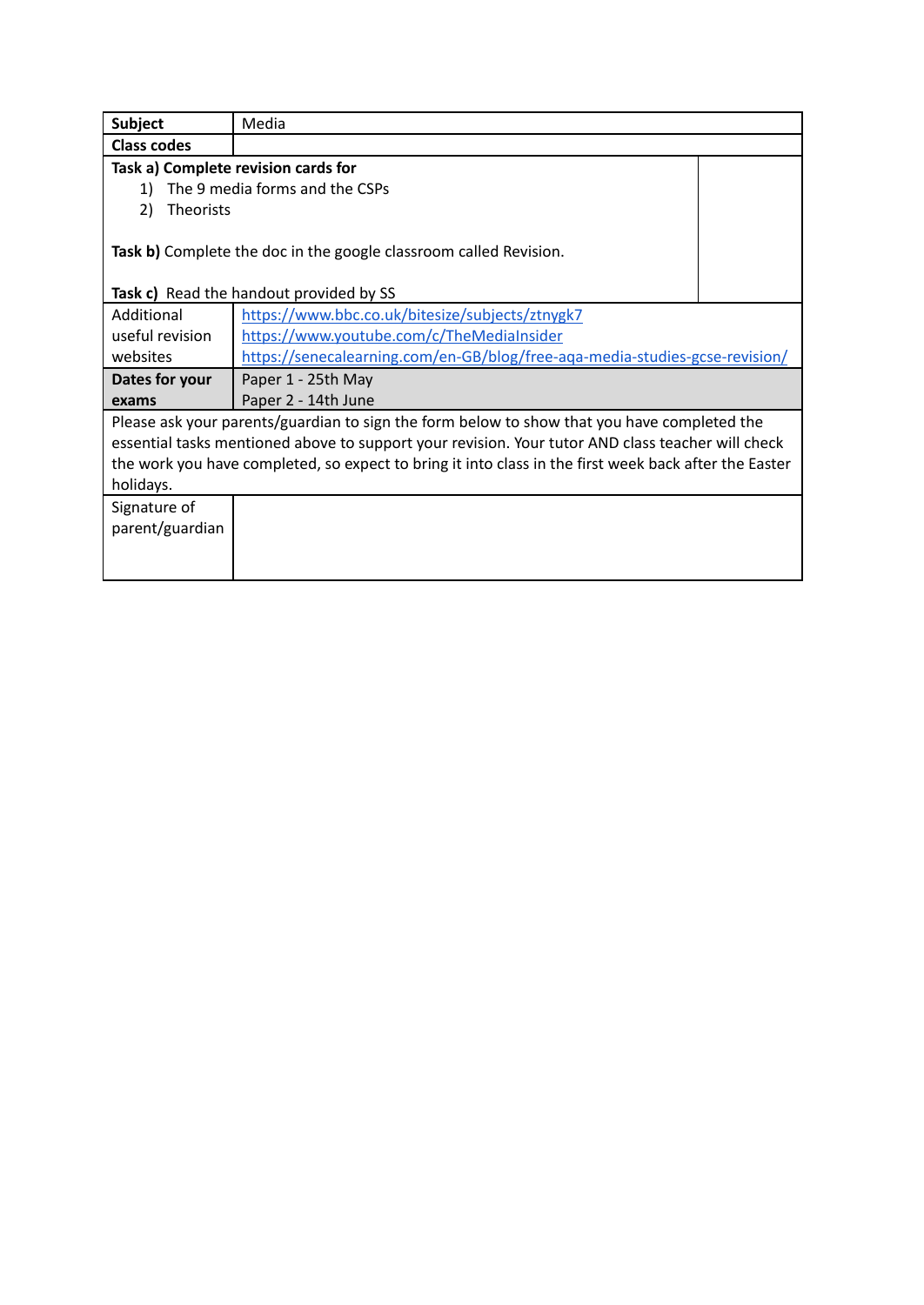| **Subject** | Media |
| --- | --- |
| **Class codes** | |
| **Task a) Complete revision cards for**<br>1) The 9 media forms and the CSPs<br>2) Theorists<br><br>**Task b)** Complete the doc in the google classroom called Revision.<br><br>**Task c)** Read the handout provided by SS | |
| Additional useful revision websites | https://www.bbc.co.uk/bitesize/subjects/ztnygk7<br>https://www.youtube.com/c/TheMediaInsider<br>https://senecalearning.com/en-GB/blog/free-aqa-media-studies-gcse-revision/ |
| **Dates for your exams** | Paper 1 - 25th May<br>Paper 2 - 14th June |
| Please ask your parents/guardian to sign the form below to show that you have completed the essential tasks mentioned above to support your revision. Your tutor AND class teacher will check the work you have completed, so expect to bring it into class in the first week back after the Easter holidays. | |
| Signature of parent/guardian | |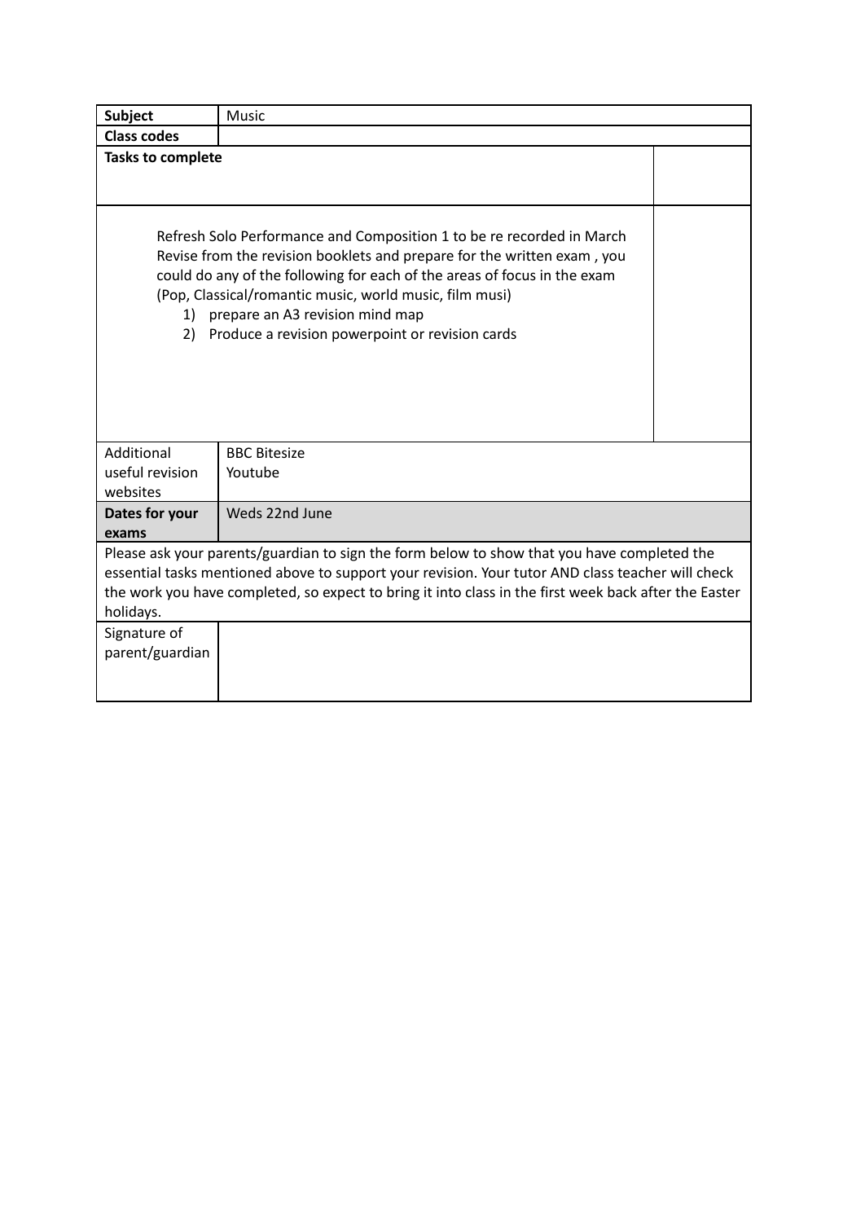| **Subject** | Music | |
|---|---|---|
| **Class codes** | | |
| **Tasks to complete** | | |
| Refresh Solo Performance and Composition 1 to be re recorded in March<br>Revise from the revision booklets and prepare for the written exam , you could do any of the following for each of the areas of focus in the exam (Pop, Classical/romantic music, world music, film musi)<br>1) prepare an A3 revision mind map<br>2) Produce a revision powerpoint or revision cards | | |
| Additional useful revision websites | BBC Bitesize<br>Youtube | |
| **Dates for your exams** | Weds 22nd June | |
| Please ask your parents/guardian to sign the form below to show that you have completed the essential tasks mentioned above to support your revision. Your tutor AND class teacher will check the work you have completed, so expect to bring it into class in the first week back after the Easter holidays. | | |
| Signature of parent/guardian | | |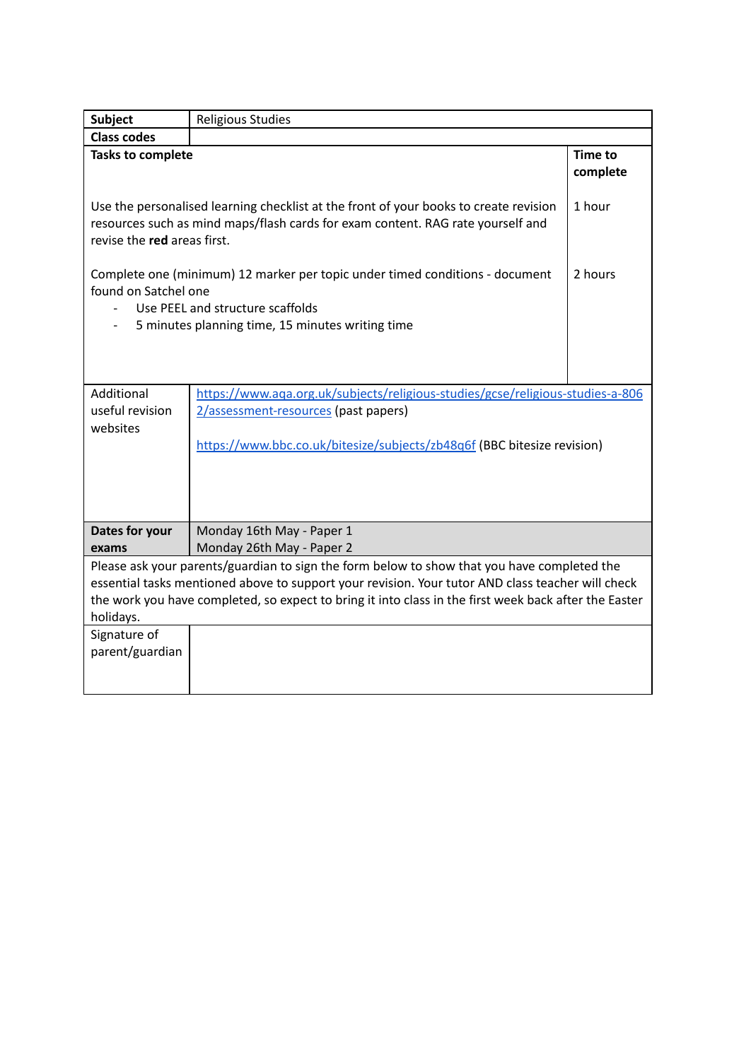| **Subject** | Religious Studies | |
|---|---|---|
| **Class codes** | | |
| **Tasks to complete** | | **Time to complete** |
| Use the personalised learning checklist at the front of your books to create revision resources such as mind maps/flash cards for exam content. RAG rate yourself and revise the **red** areas first. | | 1 hour |
| Complete one (minimum) 12 marker per topic under timed conditions - document found on Satchel one<br>- Use PEEL and structure scaffolds<br>- 5 minutes planning time, 15 minutes writing time | | 2 hours |
| Additional useful revision websites | https://www.aqa.org.uk/subjects/religious-studies/gcse/religious-studies-a-8062/assessment-resources (past papers)<br><br>https://www.bbc.co.uk/bitesize/subjects/zb48q6f (BBC bitesize revision) | |
| **Dates for your exams** | Monday 16th May - Paper 1<br>Monday 26th May - Paper 2 | |
| Please ask your parents/guardian to sign the form below to show that you have completed the essential tasks mentioned above to support your revision. Your tutor AND class teacher will check the work you have completed, so expect to bring it into class in the first week back after the Easter holidays. | | |
| Signature of parent/guardian | | |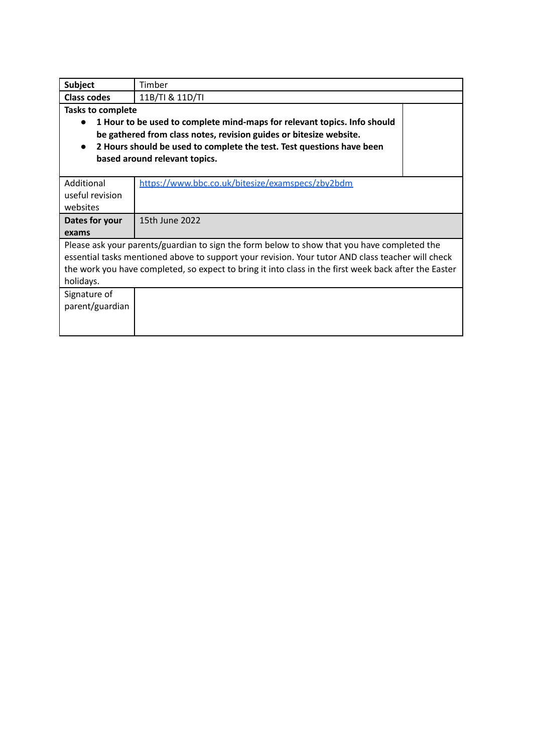| **Subject** | Timber |
| --- | --- |
| **Class codes** | 11B/TI & 11D/TI |
| **Tasks to complete**<br>• **1 Hour to be used to complete mind-maps for relevant topics. Info should be gathered from class notes, revision guides or bitesize website.**<br>• **2 Hours should be used to complete the test. Test questions have been based around relevant topics.** | |
| Additional useful revision websites | https://www.bbc.co.uk/bitesize/examspecs/zby2bdm |
| **Dates for your exams** | 15th June 2022 |
| Please ask your parents/guardian to sign the form below to show that you have completed the essential tasks mentioned above to support your revision. Your tutor AND class teacher will check the work you have completed, so expect to bring it into class in the first week back after the Easter holidays. | |
| Signature of parent/guardian | |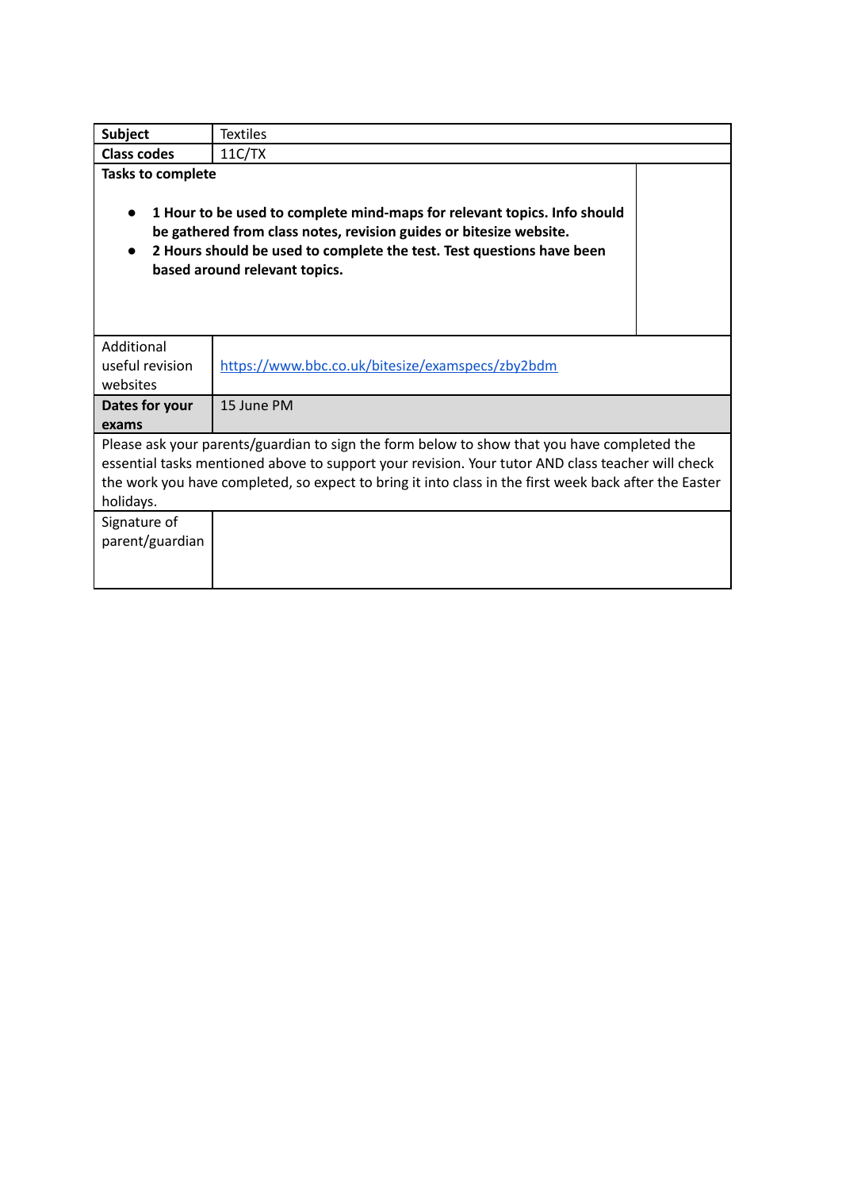| **Subject** | Textiles |
| --- | --- |
| **Class codes** | 11C/TX |
| **Tasks to complete**<br><br>• **1 Hour to be used to complete mind-maps for relevant topics. Info should be gathered from class notes, revision guides or bitesize website.**<br>• **2 Hours should be used to complete the test. Test questions have been based around relevant topics.** | |
| Additional useful revision websites | https://www.bbc.co.uk/bitesize/examspecs/zby2bdm |
| **Dates for your exams** | 15 June PM |
| Please ask your parents/guardian to sign the form below to show that you have completed the essential tasks mentioned above to support your revision. Your tutor AND class teacher will check the work you have completed, so expect to bring it into class in the first week back after the Easter holidays. | |
| Signature of parent/guardian | |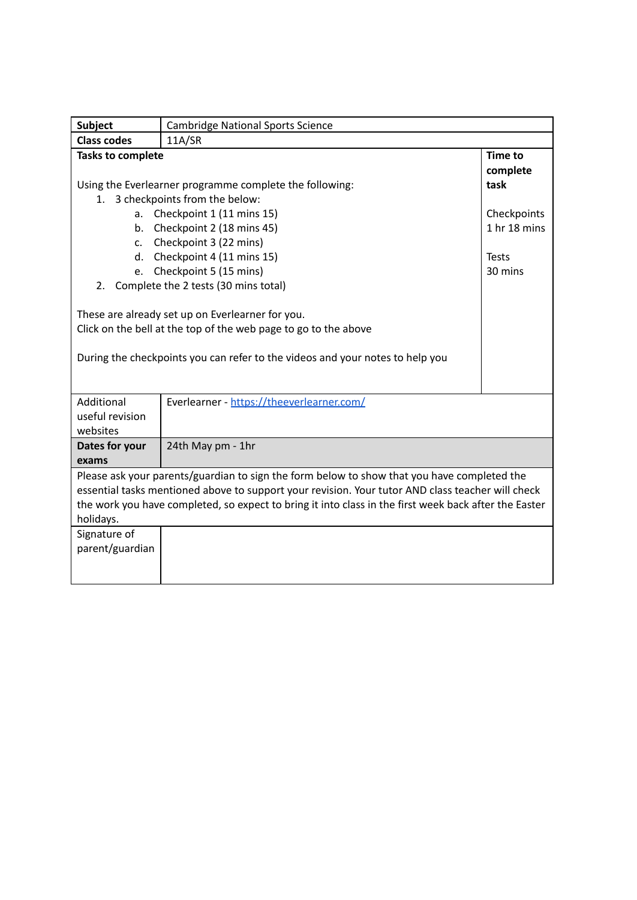| **Subject** | Cambridge National Sports Science | |
|---|---|---|
| **Class codes** | 11A/SR | |
| **Tasks to complete**<br><br>Using the Everlearner programme complete the following:<br>1. 3 checkpoints from the below:<br>a. Checkpoint 1 (11 mins 15)<br>b. Checkpoint 2 (18 mins 45)<br>c. Checkpoint 3 (22 mins)<br>d. Checkpoint 4 (11 mins 15)<br>e. Checkpoint 5 (15 mins)<br>2. Complete the 2 tests (30 mins total)<br><br>These are already set up on Everlearner for you.<br>Click on the bell at the top of the web page to go to the above<br><br>During the checkpoints you can refer to the videos and your notes to help you | | **Time to complete task**<br><br>Checkpoints 1 hr 18 mins<br><br>Tests 30 mins |
| Additional useful revision websites | Everlearner - [https://theeverlearner.com/](https://theeverlearner.com/) | |
| **Dates for your exams** | 24th May pm - 1hr | |
| Please ask your parents/guardian to sign the form below to show that you have completed the essential tasks mentioned above to support your revision. Your tutor AND class teacher will check the work you have completed, so expect to bring it into class in the first week back after the Easter holidays. | | |
| Signature of parent/guardian | | |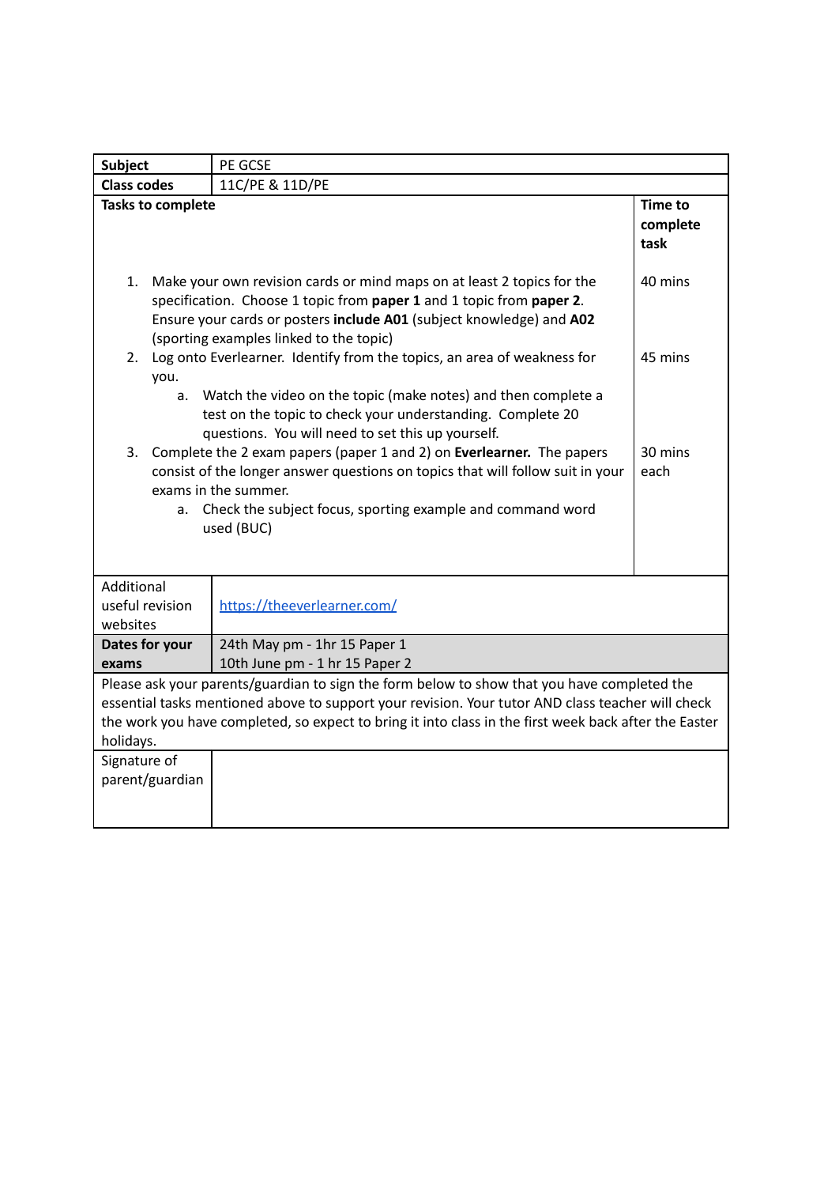| | | |
|---|---|---|
| **Subject** | PE GCSE | |
| **Class codes** | 11C/PE & 11D/PE | |
| **Tasks to complete** | | **Time to complete task** |
| 1. Make your own revision cards or mind maps on at least 2 topics for the specification. Choose 1 topic from **paper 1** and 1 topic from **paper 2**. Ensure your cards or posters **include A01** (subject knowledge) and **A02** (sporting examples linked to the topic) | | 40 mins |
| 2. Log onto Everlearner. Identify from the topics, an area of weakness for you. <br> a. Watch the video on the topic (make notes) and then complete a test on the topic to check your understanding. Complete 20 questions. You will need to set this up yourself. | | 45 mins |
| 3. Complete the 2 exam papers (paper 1 and 2) on **Everlearner.** The papers consist of the longer answer questions on topics that will follow suit in your exams in the summer. <br> a. Check the subject focus, sporting example and command word used (BUC) | | 30 mins each |
| Additional useful revision websites | https://theeverlearner.com/ | |
| **Dates for your exams** | 24th May pm - 1hr 15 Paper 1 <br> 10th June pm - 1 hr 15 Paper 2 | |
| Please ask your parents/guardian to sign the form below to show that you have completed the essential tasks mentioned above to support your revision. Your tutor AND class teacher will check the work you have completed, so expect to bring it into class in the first week back after the Easter holidays. | | |
| Signature of parent/guardian | | |